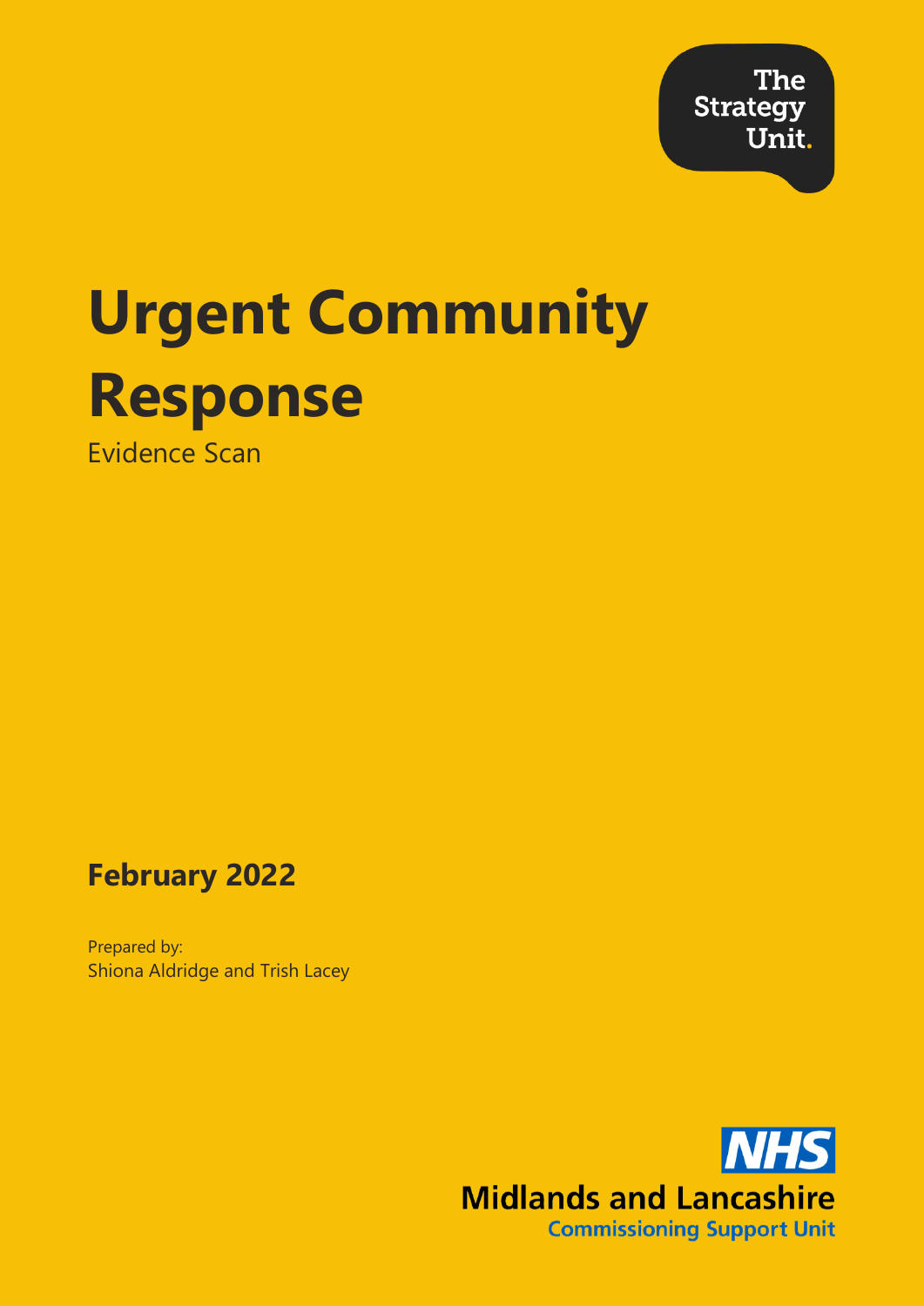The Strategy Unit.

# Urgent Community Response

Evidence Scan

**February 2022**

Prepared by:
Shiona Aldridge and Trish Lacey

NHS
Midlands and Lancashire
Commissioning Support Unit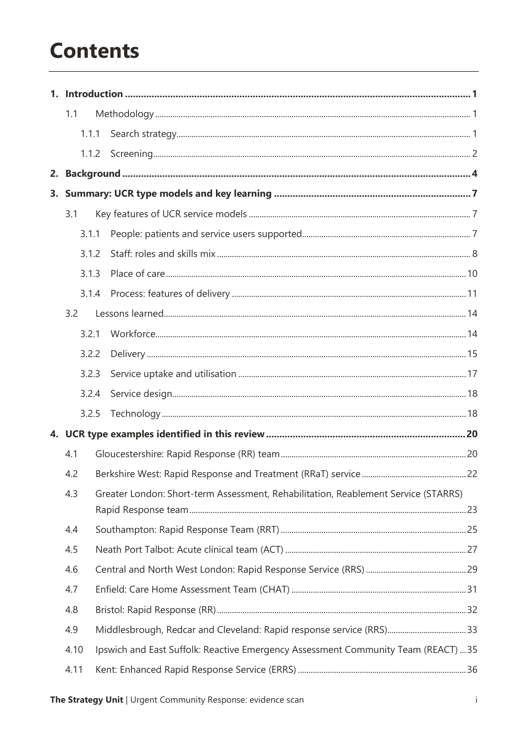# Contents

1. **Introduction** ..... 1
   - 1.1 Methodology ..... 1
     - 1.1.1 Search strategy ..... 1
     - 1.1.2 Screening ..... 2
2. **Background** ..... 4
3. **Summary: UCR type models and key learning** ..... 7
   - 3.1 Key features of UCR service models ..... 7
     - 3.1.1 People: patients and service users supported ..... 7
     - 3.1.2 Staff: roles and skills mix ..... 8
     - 3.1.3 Place of care ..... 10
     - 3.1.4 Process: features of delivery ..... 11
   - 3.2 Lessons learned ..... 14
     - 3.2.1 Workforce ..... 14
     - 3.2.2 Delivery ..... 15
     - 3.2.3 Service uptake and utilisation ..... 17
     - 3.2.4 Service design ..... 18
     - 3.2.5 Technology ..... 18
4. **UCR type examples identified in this review** ..... 20
   - 4.1 Gloucestershire: Rapid Response (RR) team ..... 20
   - 4.2 Berkshire West: Rapid Response and Treatment (RRaT) service ..... 22
   - 4.3 Greater London: Short-term Assessment, Rehabilitation, Reablement Service (STARRS) Rapid Response team ..... 23
   - 4.4 Southampton: Rapid Response Team (RRT) ..... 25
   - 4.5 Neath Port Talbot: Acute clinical team (ACT) ..... 27
   - 4.6 Central and North West London: Rapid Response Service (RRS) ..... 29
   - 4.7 Enfield: Care Home Assessment Team (CHAT) ..... 31
   - 4.8 Bristol: Rapid Response (RR) ..... 32
   - 4.9 Middlesbrough, Redcar and Cleveland: Rapid response service (RRS) ..... 33
   - 4.10 Ipswich and East Suffolk: Reactive Emergency Assessment Community Team (REACT) ..... 35
   - 4.11 Kent: Enhanced Rapid Response Service (ERRS) ..... 36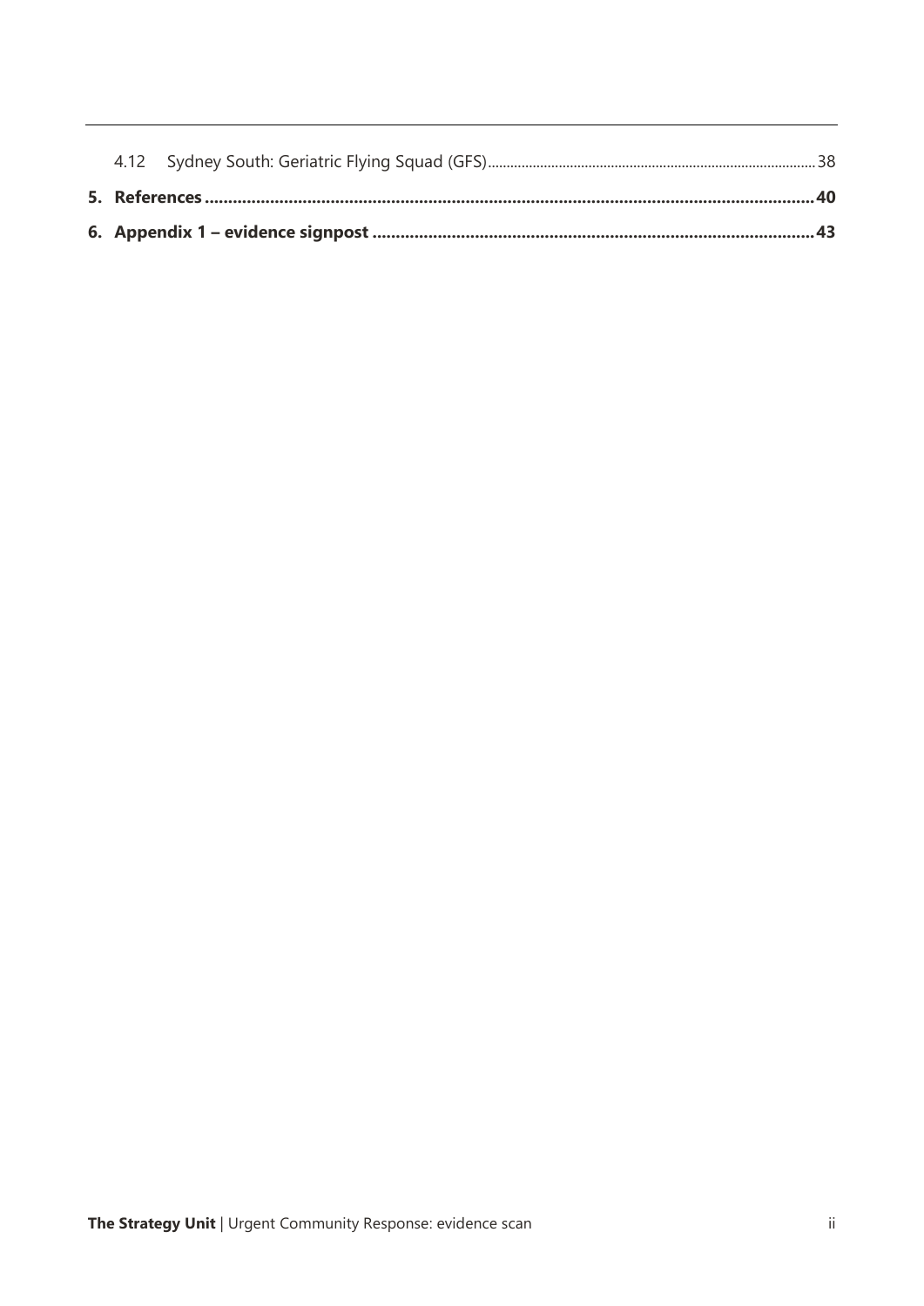4.12 Sydney South: Geriatric Flying Squad (GFS) ........ 38

**5. References ........ 40**

**6. Appendix 1 – evidence signpost ........ 43**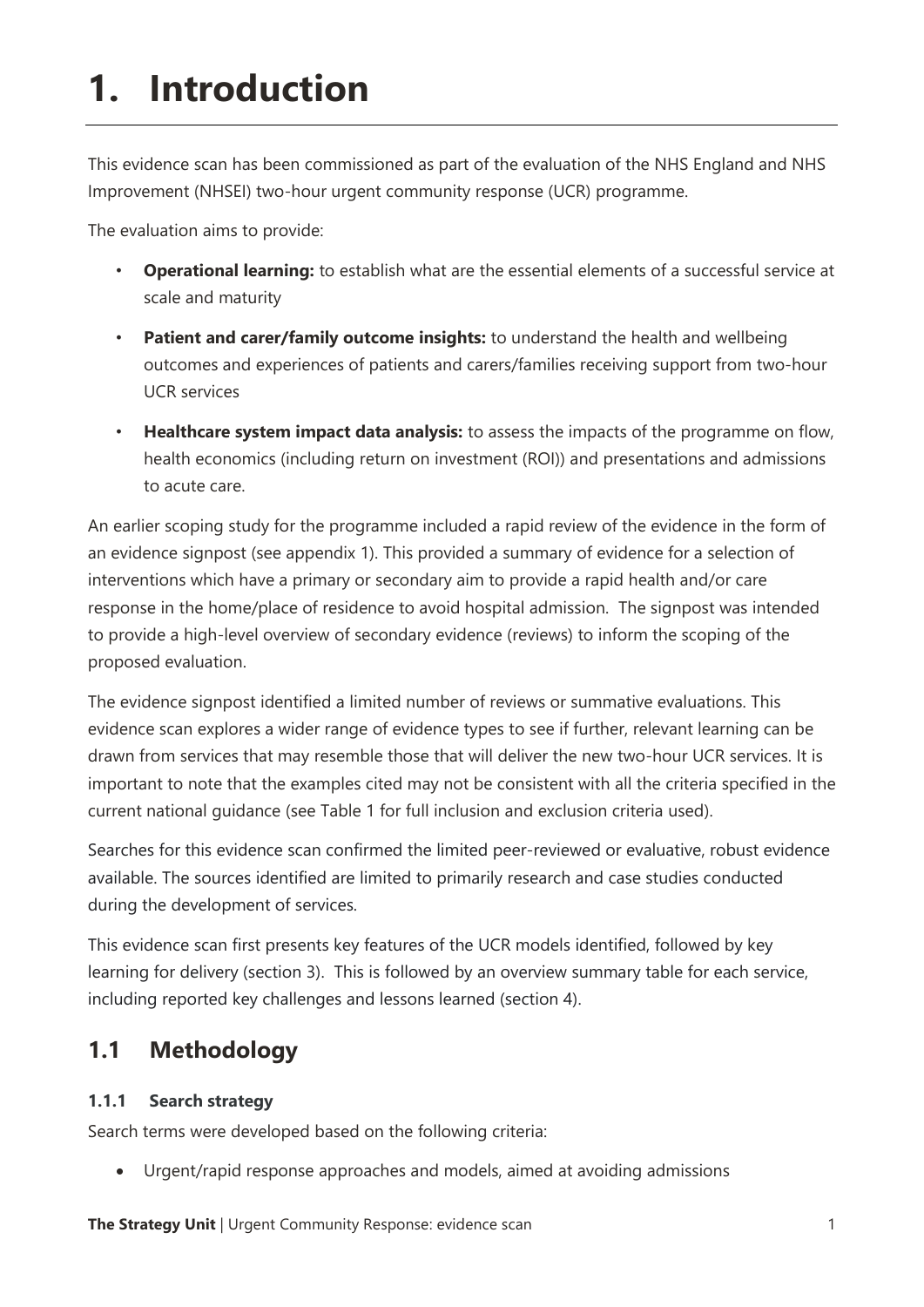# 1. Introduction

This evidence scan has been commissioned as part of the evaluation of the NHS England and NHS Improvement (NHSEI) two-hour urgent community response (UCR) programme.

The evaluation aims to provide:

- **Operational learning:** to establish what are the essential elements of a successful service at scale and maturity
- **Patient and carer/family outcome insights:** to understand the health and wellbeing outcomes and experiences of patients and carers/families receiving support from two-hour UCR services
- **Healthcare system impact data analysis:** to assess the impacts of the programme on flow, health economics (including return on investment (ROI)) and presentations and admissions to acute care.

An earlier scoping study for the programme included a rapid review of the evidence in the form of an evidence signpost (see appendix 1). This provided a summary of evidence for a selection of interventions which have a primary or secondary aim to provide a rapid health and/or care response in the home/place of residence to avoid hospital admission. The signpost was intended to provide a high-level overview of secondary evidence (reviews) to inform the scoping of the proposed evaluation.

The evidence signpost identified a limited number of reviews or summative evaluations. This evidence scan explores a wider range of evidence types to see if further, relevant learning can be drawn from services that may resemble those that will deliver the new two-hour UCR services. It is important to note that the examples cited may not be consistent with all the criteria specified in the current national guidance (see Table 1 for full inclusion and exclusion criteria used).

Searches for this evidence scan confirmed the limited peer-reviewed or evaluative, robust evidence available. The sources identified are limited to primarily research and case studies conducted during the development of services.

This evidence scan first presents key features of the UCR models identified, followed by key learning for delivery (section 3). This is followed by an overview summary table for each service, including reported key challenges and lessons learned (section 4).

## 1.1 Methodology

### 1.1.1 Search strategy

Search terms were developed based on the following criteria:

- Urgent/rapid response approaches and models, aimed at avoiding admissions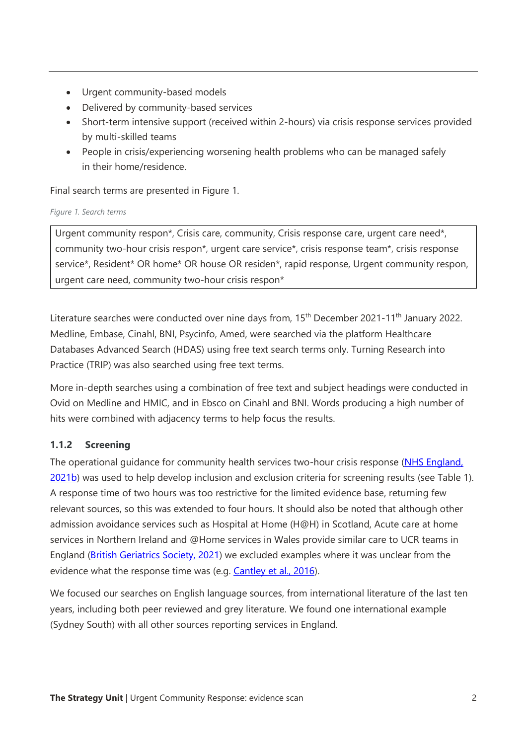- Urgent community-based models
- Delivered by community-based services
- Short-term intensive support (received within 2-hours) via crisis response services provided by multi-skilled teams
- People in crisis/experiencing worsening health problems who can be managed safely in their home/residence.

Final search terms are presented in Figure 1.

*Figure 1. Search terms*

| Urgent community respon*, Crisis care, community, Crisis response care, urgent care need*, community two-hour crisis respon*, urgent care service*, crisis response team*, crisis response service*, Resident* OR home* OR house OR residen*, rapid response, Urgent community respon, urgent care need, community two-hour crisis respon* |
|---|

Literature searches were conducted over nine days from, 15th December 2021-11th January 2022. Medline, Embase, Cinahl, BNI, Psycinfo, Amed, were searched via the platform Healthcare Databases Advanced Search (HDAS) using free text search terms only. Turning Research into Practice (TRIP) was also searched using free text terms.

More in-depth searches using a combination of free text and subject headings were conducted in Ovid on Medline and HMIC, and in Ebsco on Cinahl and BNI. Words producing a high number of hits were combined with adjacency terms to help focus the results.

### 1.1.2 Screening

The operational guidance for community health services two-hour crisis response (NHS England, 2021b) was used to help develop inclusion and exclusion criteria for screening results (see Table 1). A response time of two hours was too restrictive for the limited evidence base, returning few relevant sources, so this was extended to four hours. It should also be noted that although other admission avoidance services such as Hospital at Home (H@H) in Scotland, Acute care at home services in Northern Ireland and @Home services in Wales provide similar care to UCR teams in England (British Geriatrics Society, 2021) we excluded examples where it was unclear from the evidence what the response time was (e.g. Cantley et al., 2016).

We focused our searches on English language sources, from international literature of the last ten years, including both peer reviewed and grey literature. We found one international example (Sydney South) with all other sources reporting services in England.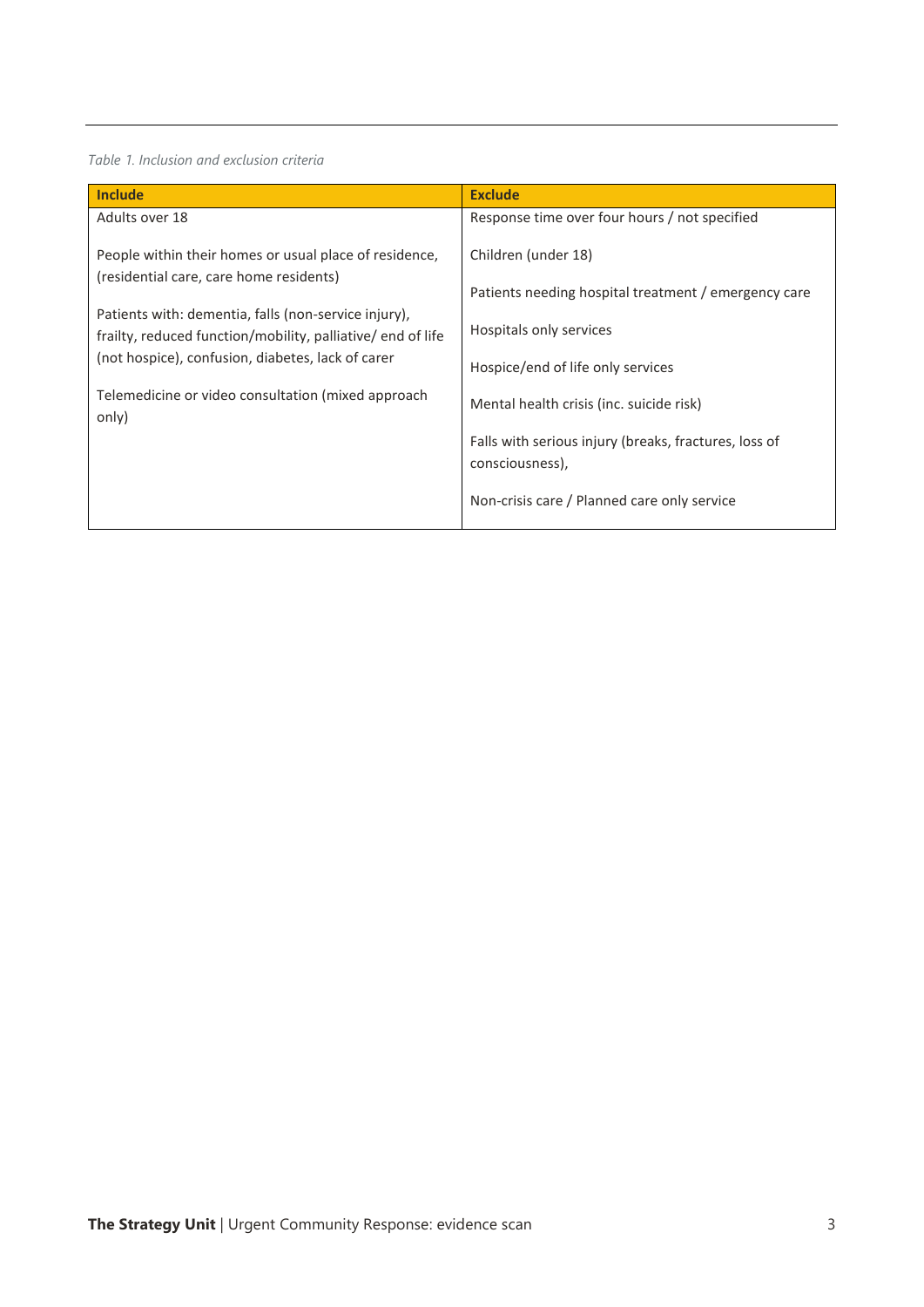*Table 1. Inclusion and exclusion criteria*

| Include | Exclude |
| --- | --- |
| Adults over 18 | Response time over four hours / not specified |
| People within their homes or usual place of residence, (residential care, care home residents) | Children (under 18) |
| Patients with: dementia, falls (non-service injury), frailty, reduced function/mobility, palliative/ end of life (not hospice), confusion, diabetes, lack of carer | Patients needing hospital treatment / emergency care |
| Telemedicine or video consultation (mixed approach only) | Hospitals only services |
| | Hospice/end of life only services |
| | Mental health crisis (inc. suicide risk) |
| | Falls with serious injury (breaks, fractures, loss of consciousness), |
| | Non-crisis care / Planned care only service |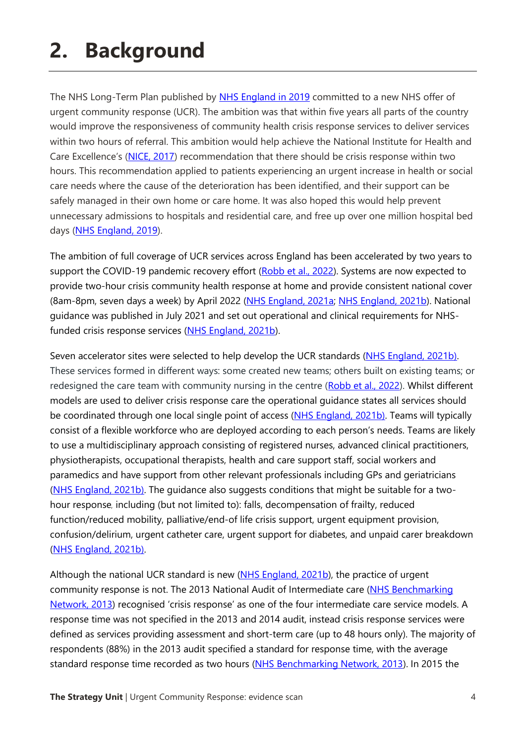# 2. Background

The NHS Long-Term Plan published by NHS England in 2019 committed to a new NHS offer of urgent community response (UCR). The ambition was that within five years all parts of the country would improve the responsiveness of community health crisis response services to deliver services within two hours of referral. This ambition would help achieve the National Institute for Health and Care Excellence's (NICE, 2017) recommendation that there should be crisis response within two hours. This recommendation applied to patients experiencing an urgent increase in health or social care needs where the cause of the deterioration has been identified, and their support can be safely managed in their own home or care home. It was also hoped this would help prevent unnecessary admissions to hospitals and residential care, and free up over one million hospital bed days (NHS England, 2019).

The ambition of full coverage of UCR services across England has been accelerated by two years to support the COVID-19 pandemic recovery effort (Robb et al., 2022). Systems are now expected to provide two-hour crisis community health response at home and provide consistent national cover (8am-8pm, seven days a week) by April 2022 (NHS England, 2021a; NHS England, 2021b). National guidance was published in July 2021 and set out operational and clinical requirements for NHS-funded crisis response services (NHS England, 2021b).

Seven accelerator sites were selected to help develop the UCR standards (NHS England, 2021b). These services formed in different ways: some created new teams; others built on existing teams; or redesigned the care team with community nursing in the centre (Robb et al., 2022). Whilst different models are used to deliver crisis response care the operational guidance states all services should be coordinated through one local single point of access (NHS England, 2021b). Teams will typically consist of a flexible workforce who are deployed according to each person's needs. Teams are likely to use a multidisciplinary approach consisting of registered nurses, advanced clinical practitioners, physiotherapists, occupational therapists, health and care support staff, social workers and paramedics and have support from other relevant professionals including GPs and geriatricians (NHS England, 2021b). The guidance also suggests conditions that might be suitable for a two-hour response, including (but not limited to): falls, decompensation of frailty, reduced function/reduced mobility, palliative/end-of life crisis support, urgent equipment provision, confusion/delirium, urgent catheter care, urgent support for diabetes, and unpaid carer breakdown (NHS England, 2021b).

Although the national UCR standard is new (NHS England, 2021b), the practice of urgent community response is not. The 2013 National Audit of Intermediate care (NHS Benchmarking Network, 2013) recognised 'crisis response' as one of the four intermediate care service models. A response time was not specified in the 2013 and 2014 audit, instead crisis response services were defined as services providing assessment and short-term care (up to 48 hours only). The majority of respondents (88%) in the 2013 audit specified a standard for response time, with the average standard response time recorded as two hours (NHS Benchmarking Network, 2013). In 2015 the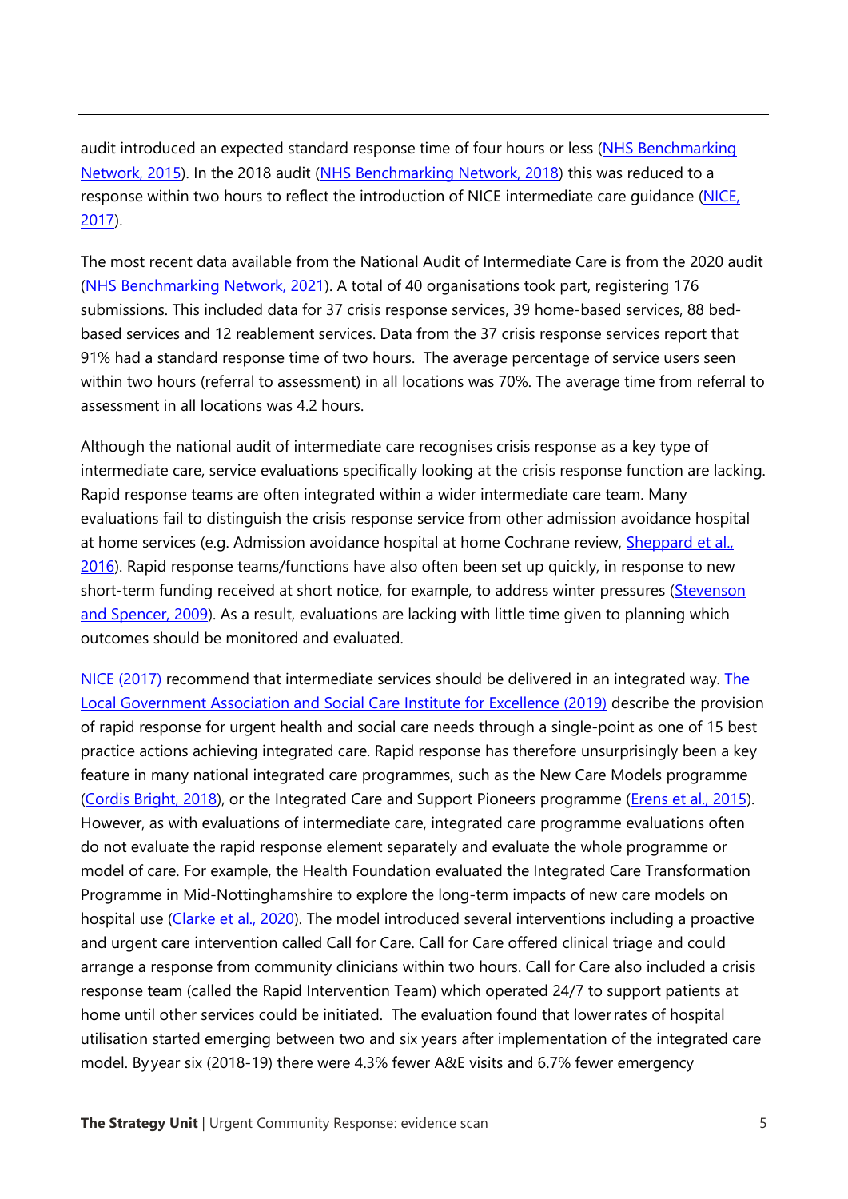audit introduced an expected standard response time of four hours or less (NHS Benchmarking Network, 2015). In the 2018 audit (NHS Benchmarking Network, 2018) this was reduced to a response within two hours to reflect the introduction of NICE intermediate care guidance (NICE, 2017).

The most recent data available from the National Audit of Intermediate Care is from the 2020 audit (NHS Benchmarking Network, 2021). A total of 40 organisations took part, registering 176 submissions. This included data for 37 crisis response services, 39 home-based services, 88 bed-based services and 12 reablement services. Data from the 37 crisis response services report that 91% had a standard response time of two hours. The average percentage of service users seen within two hours (referral to assessment) in all locations was 70%. The average time from referral to assessment in all locations was 4.2 hours.

Although the national audit of intermediate care recognises crisis response as a key type of intermediate care, service evaluations specifically looking at the crisis response function are lacking. Rapid response teams are often integrated within a wider intermediate care team. Many evaluations fail to distinguish the crisis response service from other admission avoidance hospital at home services (e.g. Admission avoidance hospital at home Cochrane review, Sheppard et al., 2016). Rapid response teams/functions have also often been set up quickly, in response to new short-term funding received at short notice, for example, to address winter pressures (Stevenson and Spencer, 2009). As a result, evaluations are lacking with little time given to planning which outcomes should be monitored and evaluated.

NICE (2017) recommend that intermediate services should be delivered in an integrated way. The Local Government Association and Social Care Institute for Excellence (2019) describe the provision of rapid response for urgent health and social care needs through a single-point as one of 15 best practice actions achieving integrated care. Rapid response has therefore unsurprisingly been a key feature in many national integrated care programmes, such as the New Care Models programme (Cordis Bright, 2018), or the Integrated Care and Support Pioneers programme (Erens et al., 2015). However, as with evaluations of intermediate care, integrated care programme evaluations often do not evaluate the rapid response element separately and evaluate the whole programme or model of care. For example, the Health Foundation evaluated the Integrated Care Transformation Programme in Mid-Nottinghamshire to explore the long-term impacts of new care models on hospital use (Clarke et al., 2020). The model introduced several interventions including a proactive and urgent care intervention called Call for Care. Call for Care offered clinical triage and could arrange a response from community clinicians within two hours. Call for Care also included a crisis response team (called the Rapid Intervention Team) which operated 24/7 to support patients at home until other services could be initiated. The evaluation found that lower rates of hospital utilisation started emerging between two and six years after implementation of the integrated care model. By year six (2018-19) there were 4.3% fewer A&E visits and 6.7% fewer emergency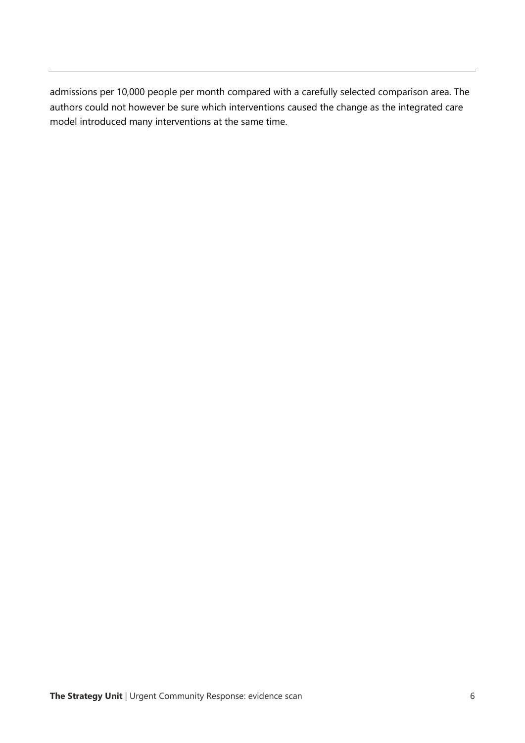admissions per 10,000 people per month compared with a carefully selected comparison area. The authors could not however be sure which interventions caused the change as the integrated care model introduced many interventions at the same time.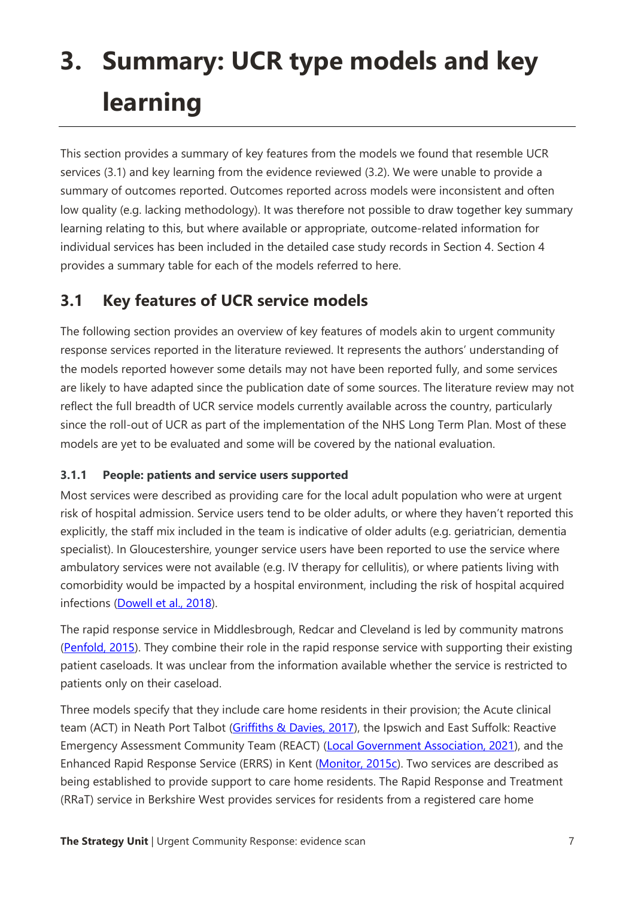# 3. Summary: UCR type models and key learning

This section provides a summary of key features from the models we found that resemble UCR services (3.1) and key learning from the evidence reviewed (3.2). We were unable to provide a summary of outcomes reported. Outcomes reported across models were inconsistent and often low quality (e.g. lacking methodology). It was therefore not possible to draw together key summary learning relating to this, but where available or appropriate, outcome-related information for individual services has been included in the detailed case study records in Section 4. Section 4 provides a summary table for each of the models referred to here.

## 3.1 Key features of UCR service models

The following section provides an overview of key features of models akin to urgent community response services reported in the literature reviewed. It represents the authors' understanding of the models reported however some details may not have been reported fully, and some services are likely to have adapted since the publication date of some sources. The literature review may not reflect the full breadth of UCR service models currently available across the country, particularly since the roll-out of UCR as part of the implementation of the NHS Long Term Plan. Most of these models are yet to be evaluated and some will be covered by the national evaluation.

### 3.1.1 People: patients and service users supported

Most services were described as providing care for the local adult population who were at urgent risk of hospital admission. Service users tend to be older adults, or where they haven't reported this explicitly, the staff mix included in the team is indicative of older adults (e.g. geriatrician, dementia specialist). In Gloucestershire, younger service users have been reported to use the service where ambulatory services were not available (e.g. IV therapy for cellulitis), or where patients living with comorbidity would be impacted by a hospital environment, including the risk of hospital acquired infections (Dowell et al., 2018).

The rapid response service in Middlesbrough, Redcar and Cleveland is led by community matrons (Penfold, 2015). They combine their role in the rapid response service with supporting their existing patient caseloads. It was unclear from the information available whether the service is restricted to patients only on their caseload.

Three models specify that they include care home residents in their provision; the Acute clinical team (ACT) in Neath Port Talbot (Griffiths & Davies, 2017), the Ipswich and East Suffolk: Reactive Emergency Assessment Community Team (REACT) (Local Government Association, 2021), and the Enhanced Rapid Response Service (ERRS) in Kent (Monitor, 2015c). Two services are described as being established to provide support to care home residents. The Rapid Response and Treatment (RRaT) service in Berkshire West provides services for residents from a registered care home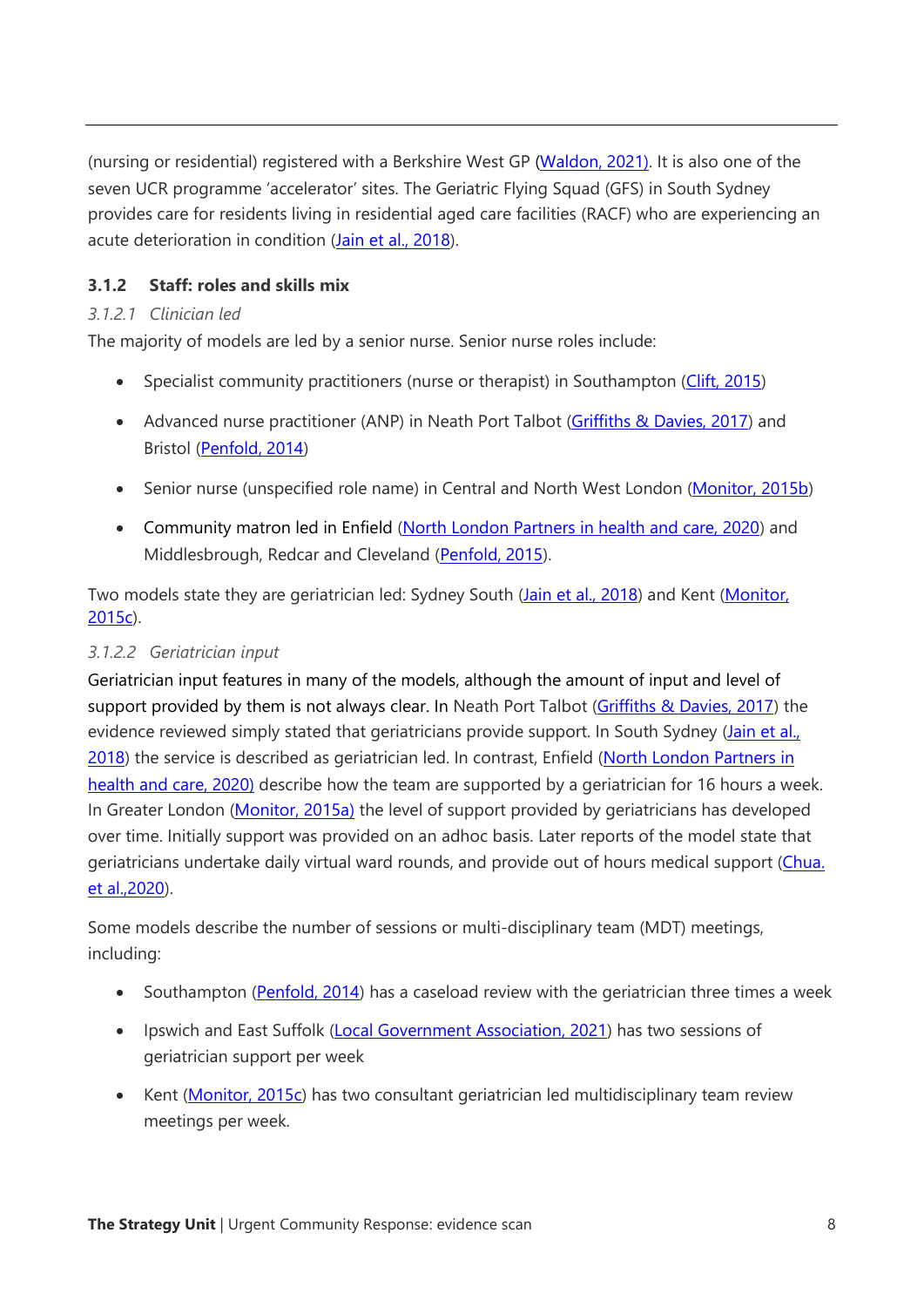(nursing or residential) registered with a Berkshire West GP (Waldon, 2021). It is also one of the seven UCR programme 'accelerator' sites. The Geriatric Flying Squad (GFS) in South Sydney provides care for residents living in residential aged care facilities (RACF) who are experiencing an acute deterioration in condition (Jain et al., 2018).

### 3.1.2 Staff: roles and skills mix

#### *3.1.2.1 Clinician led*

The majority of models are led by a senior nurse. Senior nurse roles include:

- Specialist community practitioners (nurse or therapist) in Southampton (Clift, 2015)
- Advanced nurse practitioner (ANP) in Neath Port Talbot (Griffiths & Davies, 2017) and Bristol (Penfold, 2014)
- Senior nurse (unspecified role name) in Central and North West London (Monitor, 2015b)
- Community matron led in Enfield (North London Partners in health and care, 2020) and Middlesbrough, Redcar and Cleveland (Penfold, 2015).

Two models state they are geriatrician led: Sydney South (Jain et al., 2018) and Kent (Monitor, 2015c).

#### *3.1.2.2 Geriatrician input*

Geriatrician input features in many of the models, although the amount of input and level of support provided by them is not always clear. In Neath Port Talbot (Griffiths & Davies, 2017) the evidence reviewed simply stated that geriatricians provide support. In South Sydney (Jain et al., 2018) the service is described as geriatrician led. In contrast, Enfield (North London Partners in health and care, 2020) describe how the team are supported by a geriatrician for 16 hours a week. In Greater London (Monitor, 2015a) the level of support provided by geriatricians has developed over time. Initially support was provided on an adhoc basis. Later reports of the model state that geriatricians undertake daily virtual ward rounds, and provide out of hours medical support (Chua. et al.,2020).

Some models describe the number of sessions or multi-disciplinary team (MDT) meetings, including:

- Southampton (Penfold, 2014) has a caseload review with the geriatrician three times a week
- Ipswich and East Suffolk (Local Government Association, 2021) has two sessions of geriatrician support per week
- Kent (Monitor, 2015c) has two consultant geriatrician led multidisciplinary team review meetings per week.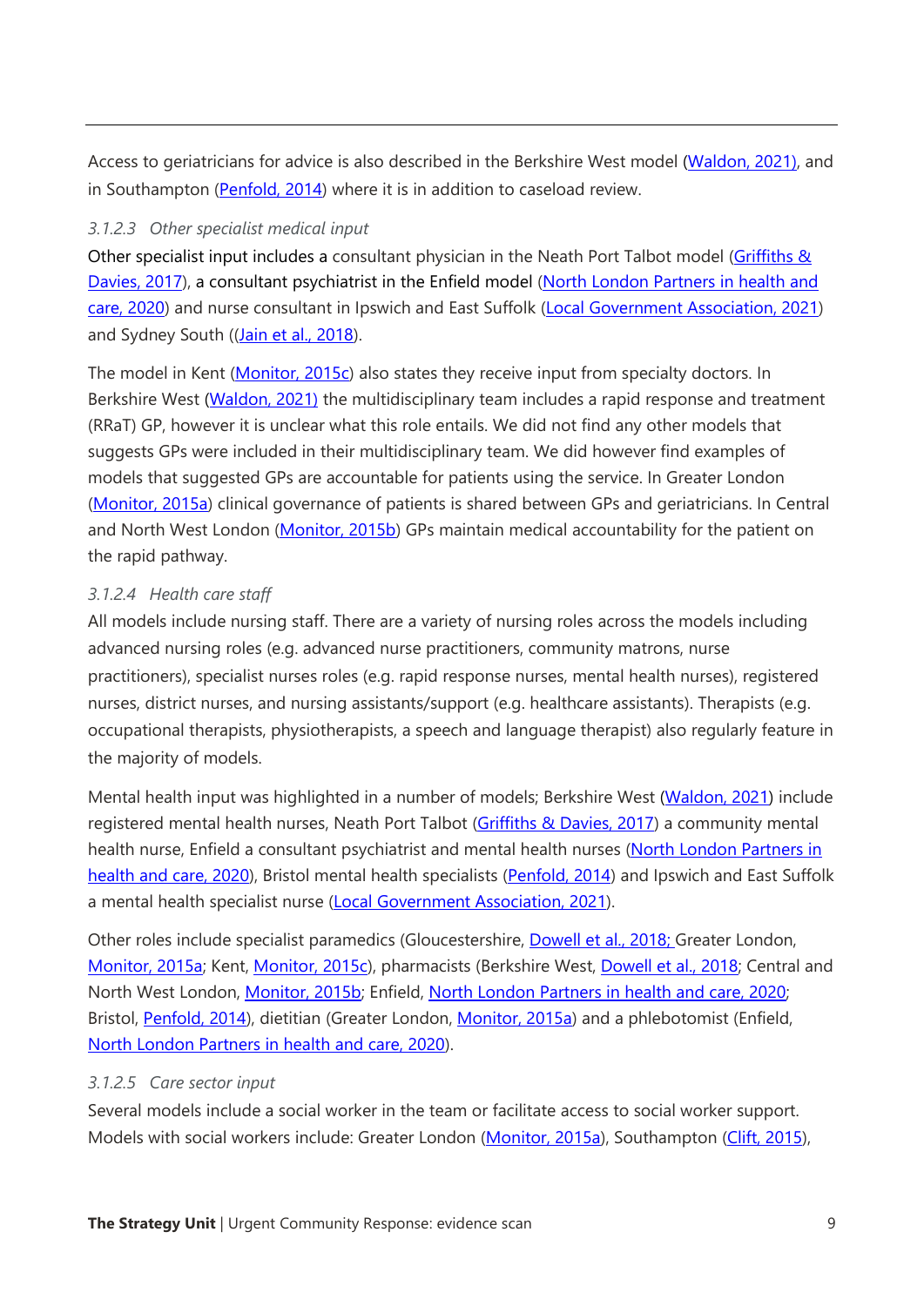Access to geriatricians for advice is also described in the Berkshire West model (Waldon, 2021), and in Southampton (Penfold, 2014) where it is in addition to caseload review.

#### 3.1.2.3 Other specialist medical input

Other specialist input includes a consultant physician in the Neath Port Talbot model (Griffiths & Davies, 2017), a consultant psychiatrist in the Enfield model (North London Partners in health and care, 2020) and nurse consultant in Ipswich and East Suffolk (Local Government Association, 2021) and Sydney South ((Jain et al., 2018).

The model in Kent (Monitor, 2015c) also states they receive input from specialty doctors. In Berkshire West (Waldon, 2021) the multidisciplinary team includes a rapid response and treatment (RRaT) GP, however it is unclear what this role entails. We did not find any other models that suggests GPs were included in their multidisciplinary team. We did however find examples of models that suggested GPs are accountable for patients using the service. In Greater London (Monitor, 2015a) clinical governance of patients is shared between GPs and geriatricians. In Central and North West London (Monitor, 2015b) GPs maintain medical accountability for the patient on the rapid pathway.

#### 3.1.2.4 Health care staff

All models include nursing staff. There are a variety of nursing roles across the models including advanced nursing roles (e.g. advanced nurse practitioners, community matrons, nurse practitioners), specialist nurses roles (e.g. rapid response nurses, mental health nurses), registered nurses, district nurses, and nursing assistants/support (e.g. healthcare assistants). Therapists (e.g. occupational therapists, physiotherapists, a speech and language therapist) also regularly feature in the majority of models.

Mental health input was highlighted in a number of models; Berkshire West (Waldon, 2021) include registered mental health nurses, Neath Port Talbot (Griffiths & Davies, 2017) a community mental health nurse, Enfield a consultant psychiatrist and mental health nurses (North London Partners in health and care, 2020), Bristol mental health specialists (Penfold, 2014) and Ipswich and East Suffolk a mental health specialist nurse (Local Government Association, 2021).

Other roles include specialist paramedics (Gloucestershire, Dowell et al., 2018; Greater London, Monitor, 2015a; Kent, Monitor, 2015c), pharmacists (Berkshire West, Dowell et al., 2018; Central and North West London, Monitor, 2015b; Enfield, North London Partners in health and care, 2020; Bristol, Penfold, 2014), dietitian (Greater London, Monitor, 2015a) and a phlebotomist (Enfield, North London Partners in health and care, 2020).

#### 3.1.2.5 Care sector input

Several models include a social worker in the team or facilitate access to social worker support. Models with social workers include: Greater London (Monitor, 2015a), Southampton (Clift, 2015),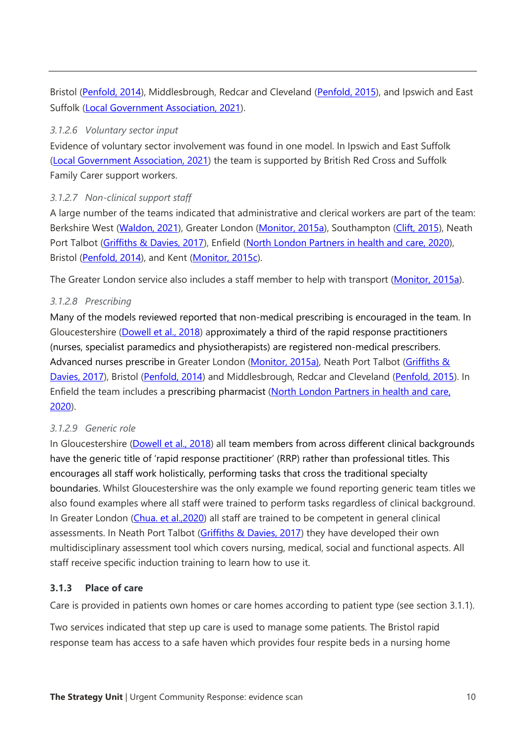Bristol (Penfold, 2014), Middlesbrough, Redcar and Cleveland (Penfold, 2015), and Ipswich and East Suffolk (Local Government Association, 2021).

#### *3.1.2.6 Voluntary sector input*

Evidence of voluntary sector involvement was found in one model. In Ipswich and East Suffolk (Local Government Association, 2021) the team is supported by British Red Cross and Suffolk Family Carer support workers.

#### *3.1.2.7 Non-clinical support staff*

A large number of the teams indicated that administrative and clerical workers are part of the team: Berkshire West (Waldon, 2021), Greater London (Monitor, 2015a), Southampton (Clift, 2015), Neath Port Talbot (Griffiths & Davies, 2017), Enfield (North London Partners in health and care, 2020), Bristol (Penfold, 2014), and Kent (Monitor, 2015c).

The Greater London service also includes a staff member to help with transport (Monitor, 2015a).

#### *3.1.2.8 Prescribing*

Many of the models reviewed reported that non-medical prescribing is encouraged in the team. In Gloucestershire (Dowell et al., 2018) approximately a third of the rapid response practitioners (nurses, specialist paramedics and physiotherapists) are registered non-medical prescribers. Advanced nurses prescribe in Greater London (Monitor, 2015a), Neath Port Talbot (Griffiths & Davies, 2017), Bristol (Penfold, 2014) and Middlesbrough, Redcar and Cleveland (Penfold, 2015). In Enfield the team includes a prescribing pharmacist (North London Partners in health and care, 2020).

#### *3.1.2.9 Generic role*

In Gloucestershire (Dowell et al., 2018) all team members from across different clinical backgrounds have the generic title of 'rapid response practitioner' (RRP) rather than professional titles. This encourages all staff work holistically, performing tasks that cross the traditional specialty boundaries. Whilst Gloucestershire was the only example we found reporting generic team titles we also found examples where all staff were trained to perform tasks regardless of clinical background. In Greater London (Chua. et al.,2020) all staff are trained to be competent in general clinical assessments. In Neath Port Talbot (Griffiths & Davies, 2017) they have developed their own multidisciplinary assessment tool which covers nursing, medical, social and functional aspects. All staff receive specific induction training to learn how to use it.

### 3.1.3 Place of care

Care is provided in patients own homes or care homes according to patient type (see section 3.1.1).

Two services indicated that step up care is used to manage some patients. The Bristol rapid response team has access to a safe haven which provides four respite beds in a nursing home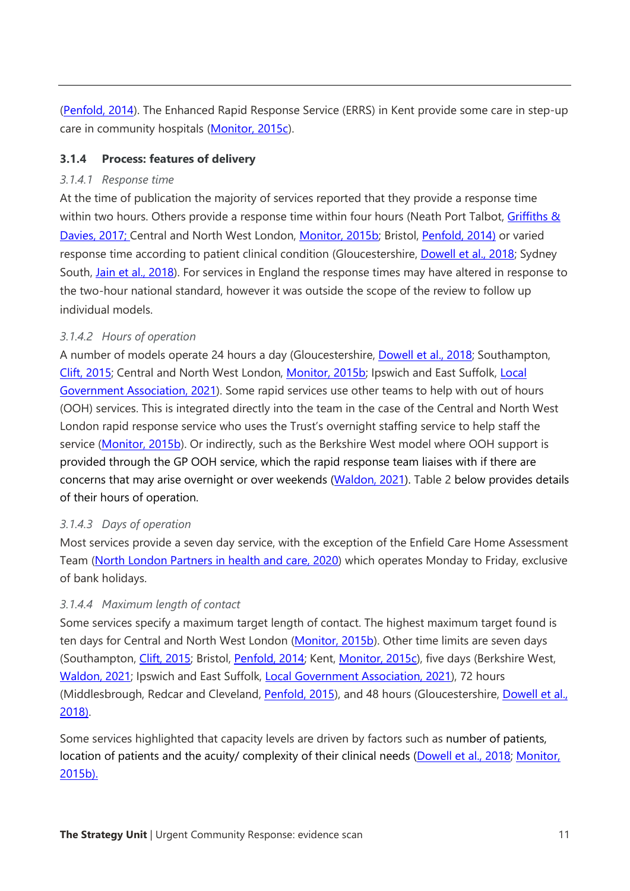(Penfold, 2014). The Enhanced Rapid Response Service (ERRS) in Kent provide some care in step-up care in community hospitals (Monitor, 2015c).

### 3.1.4 Process: features of delivery

#### *3.1.4.1 Response time*

At the time of publication the majority of services reported that they provide a response time within two hours. Others provide a response time within four hours (Neath Port Talbot, Griffiths & Davies, 2017; Central and North West London, Monitor, 2015b; Bristol, Penfold, 2014) or varied response time according to patient clinical condition (Gloucestershire, Dowell et al., 2018; Sydney South, Jain et al., 2018). For services in England the response times may have altered in response to the two-hour national standard, however it was outside the scope of the review to follow up individual models.

#### *3.1.4.2 Hours of operation*

A number of models operate 24 hours a day (Gloucestershire, Dowell et al., 2018; Southampton, Clift, 2015; Central and North West London, Monitor, 2015b; Ipswich and East Suffolk, Local Government Association, 2021). Some rapid services use other teams to help with out of hours (OOH) services. This is integrated directly into the team in the case of the Central and North West London rapid response service who uses the Trust's overnight staffing service to help staff the service (Monitor, 2015b). Or indirectly, such as the Berkshire West model where OOH support is provided through the GP OOH service, which the rapid response team liaises with if there are concerns that may arise overnight or over weekends (Waldon, 2021). Table 2 below provides details of their hours of operation.

#### *3.1.4.3 Days of operation*

Most services provide a seven day service, with the exception of the Enfield Care Home Assessment Team (North London Partners in health and care, 2020) which operates Monday to Friday, exclusive of bank holidays.

#### *3.1.4.4 Maximum length of contact*

Some services specify a maximum target length of contact. The highest maximum target found is ten days for Central and North West London (Monitor, 2015b). Other time limits are seven days (Southampton, Clift, 2015; Bristol, Penfold, 2014; Kent, Monitor, 2015c), five days (Berkshire West, Waldon, 2021; Ipswich and East Suffolk, Local Government Association, 2021), 72 hours (Middlesbrough, Redcar and Cleveland, Penfold, 2015), and 48 hours (Gloucestershire, Dowell et al., 2018).

Some services highlighted that capacity levels are driven by factors such as number of patients, location of patients and the acuity/ complexity of their clinical needs (Dowell et al., 2018; Monitor, 2015b).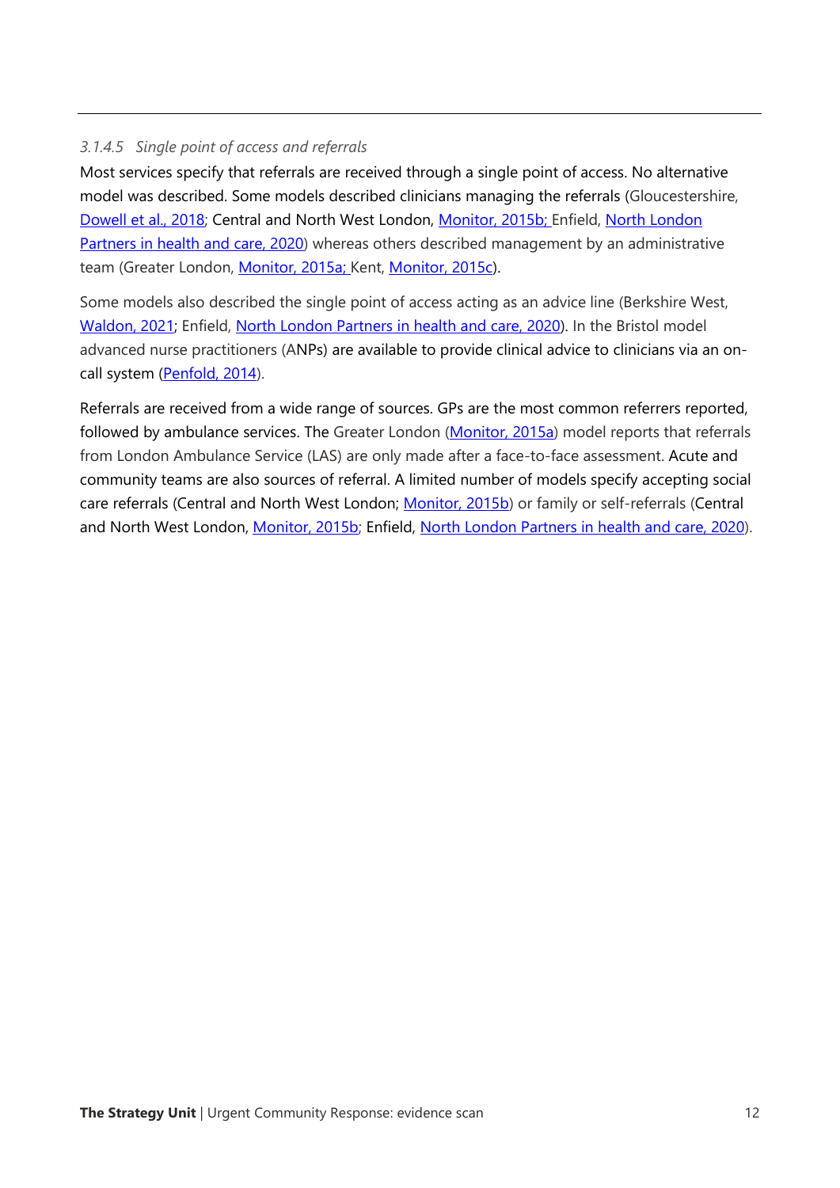#### *3.1.4.5 Single point of access and referrals*

Most services specify that referrals are received through a single point of access. No alternative model was described. Some models described clinicians managing the referrals (Gloucestershire, Dowell et al., 2018; Central and North West London, Monitor, 2015b; Enfield, North London Partners in health and care, 2020) whereas others described management by an administrative team (Greater London, Monitor, 2015a; Kent, Monitor, 2015c).

Some models also described the single point of access acting as an advice line (Berkshire West, Waldon, 2021; Enfield, North London Partners in health and care, 2020). In the Bristol model advanced nurse practitioners (ANPs) are available to provide clinical advice to clinicians via an on-call system (Penfold, 2014).

Referrals are received from a wide range of sources. GPs are the most common referrers reported, followed by ambulance services. The Greater London (Monitor, 2015a) model reports that referrals from London Ambulance Service (LAS) are only made after a face-to-face assessment. Acute and community teams are also sources of referral. A limited number of models specify accepting social care referrals (Central and North West London; Monitor, 2015b) or family or self-referrals (Central and North West London, Monitor, 2015b; Enfield, North London Partners in health and care, 2020).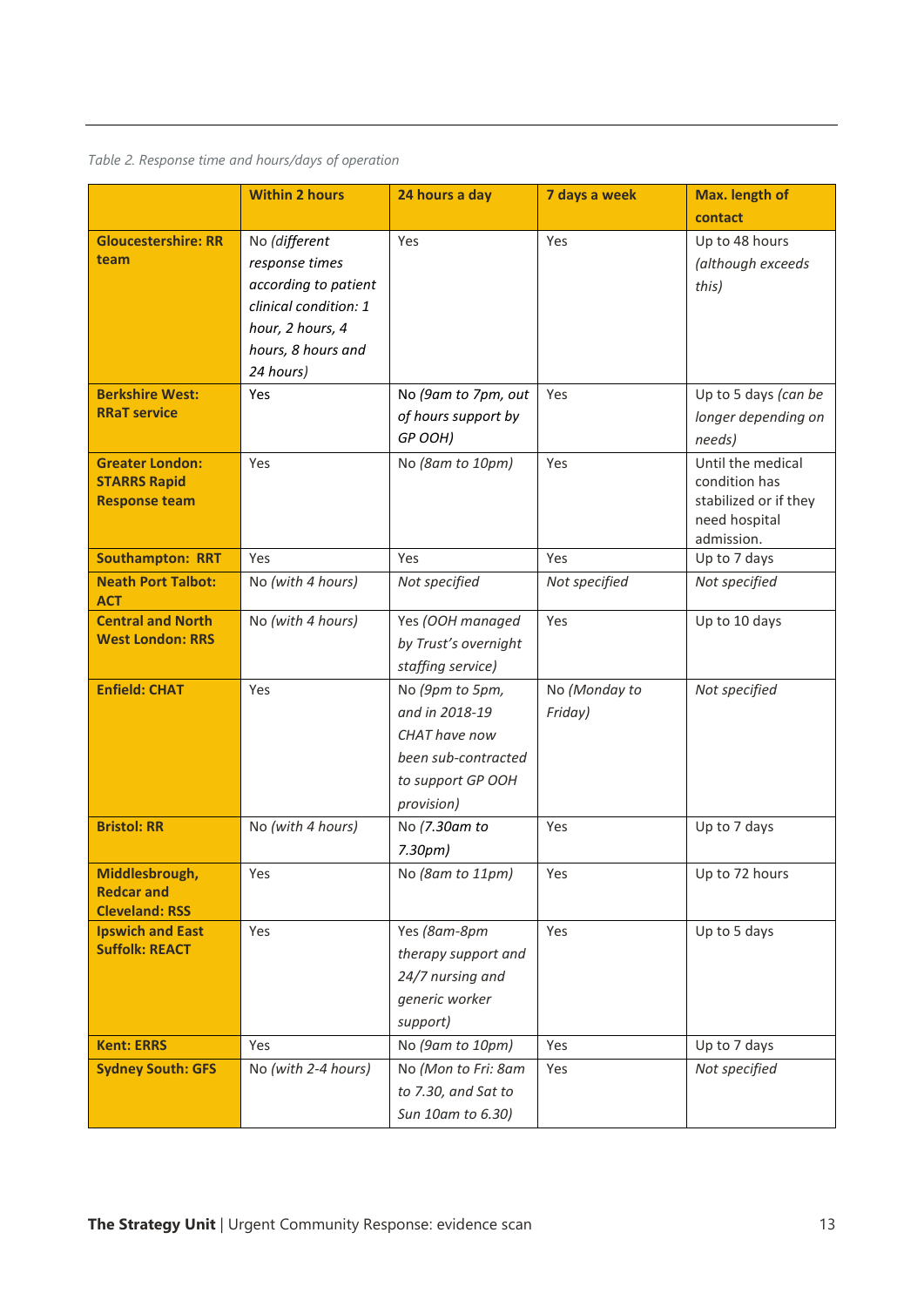*Table 2. Response time and hours/days of operation*

| | Within 2 hours | 24 hours a day | 7 days a week | Max. length of contact |
|---|---|---|---|---|
| **Gloucestershire: RR team** | No *(different response times according to patient clinical condition: 1 hour, 2 hours, 4 hours, 8 hours and 24 hours)* | Yes | Yes | Up to 48 hours *(although exceeds this)* |
| **Berkshire West: RRaT service** | Yes | No *(9am to 7pm, out of hours support by GP OOH)* | Yes | Up to 5 days *(can be longer depending on needs)* |
| **Greater London: STARRS Rapid Response team** | Yes | No *(8am to 10pm)* | Yes | Until the medical condition has stabilized or if they need hospital admission. |
| **Southampton: RRT** | Yes | Yes | Yes | Up to 7 days |
| **Neath Port Talbot: ACT** | No *(with 4 hours)* | *Not specified* | *Not specified* | *Not specified* |
| **Central and North West London: RRS** | No *(with 4 hours)* | Yes *(OOH managed by Trust's overnight staffing service)* | Yes | Up to 10 days |
| **Enfield: CHAT** | Yes | No *(9pm to 5pm, and in 2018-19 CHAT have now been sub-contracted to support GP OOH provision)* | No *(Monday to Friday)* | *Not specified* |
| **Bristol: RR** | No *(with 4 hours)* | No *(7.30am to 7.30pm)* | Yes | Up to 7 days |
| **Middlesbrough, Redcar and Cleveland: RSS** | Yes | No *(8am to 11pm)* | Yes | Up to 72 hours |
| **Ipswich and East Suffolk: REACT** | Yes | Yes *(8am-8pm therapy support and 24/7 nursing and generic worker support)* | Yes | Up to 5 days |
| **Kent: ERRS** | Yes | No *(9am to 10pm)* | Yes | Up to 7 days |
| **Sydney South: GFS** | No *(with 2-4 hours)* | No *(Mon to Fri: 8am to 7.30, and Sat to Sun 10am to 6.30)* | Yes | *Not specified* |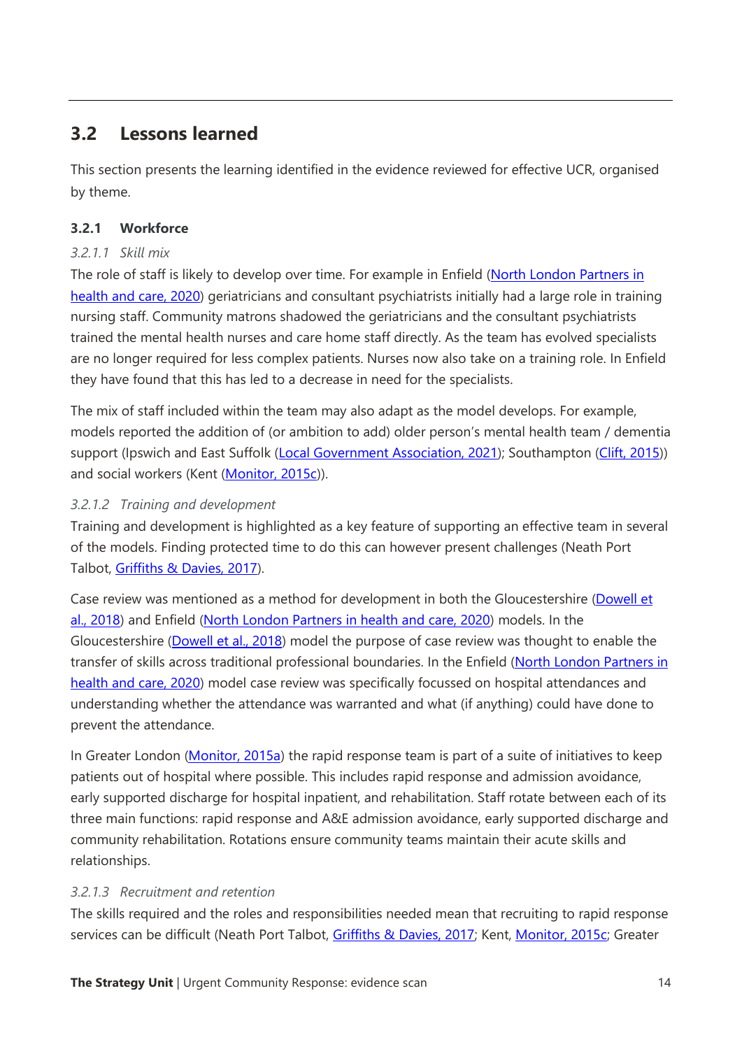## 3.2 Lessons learned

This section presents the learning identified in the evidence reviewed for effective UCR, organised by theme.

### 3.2.1 Workforce

#### *3.2.1.1 Skill mix*

The role of staff is likely to develop over time. For example in Enfield (North London Partners in health and care, 2020) geriatricians and consultant psychiatrists initially had a large role in training nursing staff. Community matrons shadowed the geriatricians and the consultant psychiatrists trained the mental health nurses and care home staff directly. As the team has evolved specialists are no longer required for less complex patients. Nurses now also take on a training role. In Enfield they have found that this has led to a decrease in need for the specialists.

The mix of staff included within the team may also adapt as the model develops. For example, models reported the addition of (or ambition to add) older person's mental health team / dementia support (Ipswich and East Suffolk (Local Government Association, 2021); Southampton (Clift, 2015)) and social workers (Kent (Monitor, 2015c)).

#### *3.2.1.2 Training and development*

Training and development is highlighted as a key feature of supporting an effective team in several of the models. Finding protected time to do this can however present challenges (Neath Port Talbot, Griffiths & Davies, 2017).

Case review was mentioned as a method for development in both the Gloucestershire (Dowell et al., 2018) and Enfield (North London Partners in health and care, 2020) models. In the Gloucestershire (Dowell et al., 2018) model the purpose of case review was thought to enable the transfer of skills across traditional professional boundaries. In the Enfield (North London Partners in health and care, 2020) model case review was specifically focussed on hospital attendances and understanding whether the attendance was warranted and what (if anything) could have done to prevent the attendance.

In Greater London (Monitor, 2015a) the rapid response team is part of a suite of initiatives to keep patients out of hospital where possible. This includes rapid response and admission avoidance, early supported discharge for hospital inpatient, and rehabilitation. Staff rotate between each of its three main functions: rapid response and A&E admission avoidance, early supported discharge and community rehabilitation. Rotations ensure community teams maintain their acute skills and relationships.

#### *3.2.1.3 Recruitment and retention*

The skills required and the roles and responsibilities needed mean that recruiting to rapid response services can be difficult (Neath Port Talbot, Griffiths & Davies, 2017; Kent, Monitor, 2015c; Greater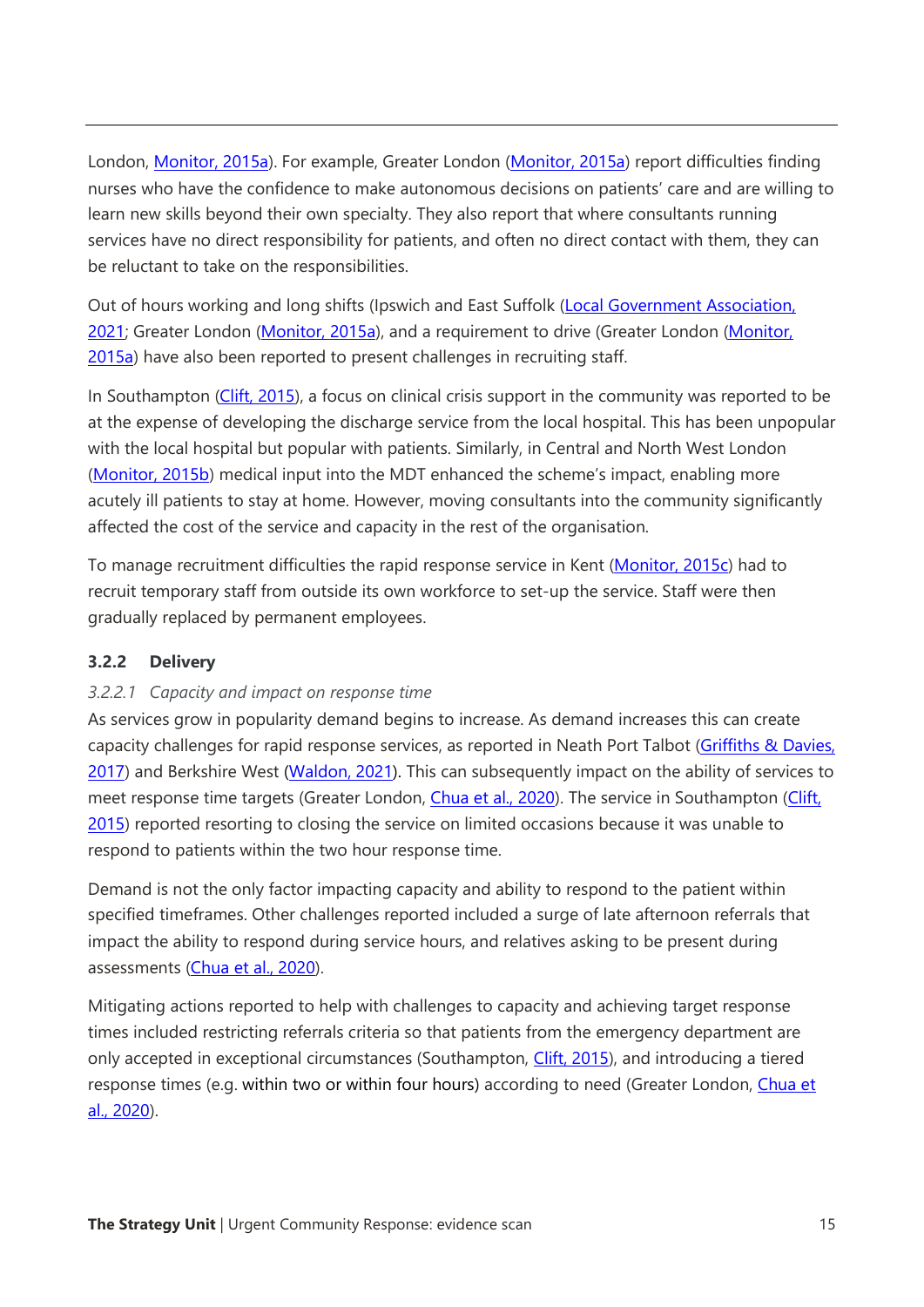London, Monitor, 2015a). For example, Greater London (Monitor, 2015a) report difficulties finding nurses who have the confidence to make autonomous decisions on patients' care and are willing to learn new skills beyond their own specialty. They also report that where consultants running services have no direct responsibility for patients, and often no direct contact with them, they can be reluctant to take on the responsibilities.

Out of hours working and long shifts (Ipswich and East Suffolk (Local Government Association, 2021; Greater London (Monitor, 2015a), and a requirement to drive (Greater London (Monitor, 2015a) have also been reported to present challenges in recruiting staff.

In Southampton (Clift, 2015), a focus on clinical crisis support in the community was reported to be at the expense of developing the discharge service from the local hospital. This has been unpopular with the local hospital but popular with patients. Similarly, in Central and North West London (Monitor, 2015b) medical input into the MDT enhanced the scheme's impact, enabling more acutely ill patients to stay at home. However, moving consultants into the community significantly affected the cost of the service and capacity in the rest of the organisation.

To manage recruitment difficulties the rapid response service in Kent (Monitor, 2015c) had to recruit temporary staff from outside its own workforce to set-up the service. Staff were then gradually replaced by permanent employees.

### 3.2.2 Delivery

#### *3.2.2.1 Capacity and impact on response time*

As services grow in popularity demand begins to increase. As demand increases this can create capacity challenges for rapid response services, as reported in Neath Port Talbot (Griffiths & Davies, 2017) and Berkshire West (Waldon, 2021). This can subsequently impact on the ability of services to meet response time targets (Greater London, Chua et al., 2020). The service in Southampton (Clift, 2015) reported resorting to closing the service on limited occasions because it was unable to respond to patients within the two hour response time.

Demand is not the only factor impacting capacity and ability to respond to the patient within specified timeframes. Other challenges reported included a surge of late afternoon referrals that impact the ability to respond during service hours, and relatives asking to be present during assessments (Chua et al., 2020).

Mitigating actions reported to help with challenges to capacity and achieving target response times included restricting referrals criteria so that patients from the emergency department are only accepted in exceptional circumstances (Southampton, Clift, 2015), and introducing a tiered response times (e.g. within two or within four hours) according to need (Greater London, Chua et al., 2020).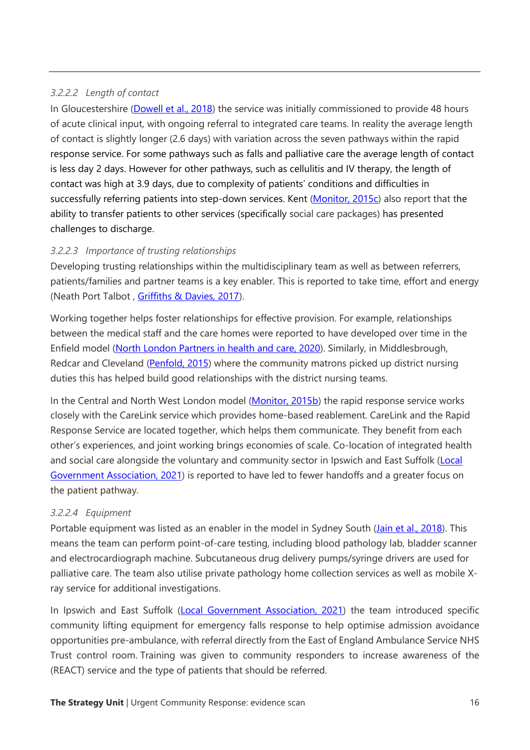#### *3.2.2.2 Length of contact*

In Gloucestershire (Dowell et al., 2018) the service was initially commissioned to provide 48 hours of acute clinical input, with ongoing referral to integrated care teams. In reality the average length of contact is slightly longer (2.6 days) with variation across the seven pathways within the rapid response service. For some pathways such as falls and palliative care the average length of contact is less day 2 days. However for other pathways, such as cellulitis and IV therapy, the length of contact was high at 3.9 days, due to complexity of patients' conditions and difficulties in successfully referring patients into step-down services. Kent (Monitor, 2015c) also report that the ability to transfer patients to other services (specifically social care packages) has presented challenges to discharge.

#### *3.2.2.3 Importance of trusting relationships*

Developing trusting relationships within the multidisciplinary team as well as between referrers, patients/families and partner teams is a key enabler. This is reported to take time, effort and energy (Neath Port Talbot , Griffiths & Davies, 2017).

Working together helps foster relationships for effective provision. For example, relationships between the medical staff and the care homes were reported to have developed over time in the Enfield model (North London Partners in health and care, 2020). Similarly, in Middlesbrough, Redcar and Cleveland (Penfold, 2015) where the community matrons picked up district nursing duties this has helped build good relationships with the district nursing teams.

In the Central and North West London model (Monitor, 2015b) the rapid response service works closely with the CareLink service which provides home-based reablement. CareLink and the Rapid Response Service are located together, which helps them communicate. They benefit from each other's experiences, and joint working brings economies of scale. Co-location of integrated health and social care alongside the voluntary and community sector in Ipswich and East Suffolk (Local Government Association, 2021) is reported to have led to fewer handoffs and a greater focus on the patient pathway.

#### *3.2.2.4 Equipment*

Portable equipment was listed as an enabler in the model in Sydney South (Jain et al., 2018). This means the team can perform point-of-care testing, including blood pathology lab, bladder scanner and electrocardiograph machine. Subcutaneous drug delivery pumps/syringe drivers are used for palliative care. The team also utilise private pathology home collection services as well as mobile X-ray service for additional investigations.

In Ipswich and East Suffolk (Local Government Association, 2021) the team introduced specific community lifting equipment for emergency falls response to help optimise admission avoidance opportunities pre-ambulance, with referral directly from the East of England Ambulance Service NHS Trust control room. Training was given to community responders to increase awareness of the (REACT) service and the type of patients that should be referred.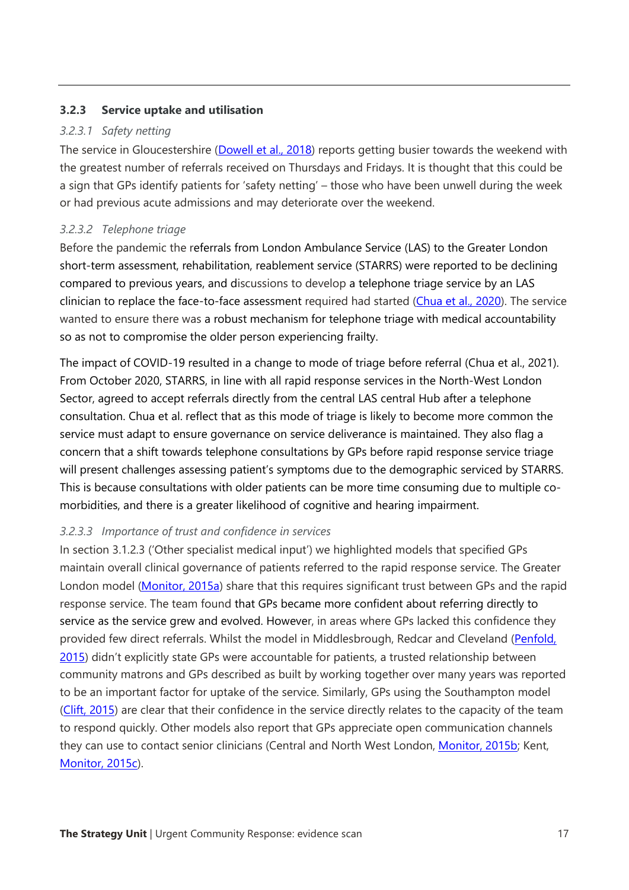### 3.2.3 Service uptake and utilisation

#### *3.2.3.1 Safety netting*

The service in Gloucestershire (Dowell et al., 2018) reports getting busier towards the weekend with the greatest number of referrals received on Thursdays and Fridays. It is thought that this could be a sign that GPs identify patients for 'safety netting' – those who have been unwell during the week or had previous acute admissions and may deteriorate over the weekend.

#### *3.2.3.2 Telephone triage*

Before the pandemic the referrals from London Ambulance Service (LAS) to the Greater London short-term assessment, rehabilitation, reablement service (STARRS) were reported to be declining compared to previous years, and discussions to develop a telephone triage service by an LAS clinician to replace the face-to-face assessment required had started (Chua et al., 2020). The service wanted to ensure there was a robust mechanism for telephone triage with medical accountability so as not to compromise the older person experiencing frailty.

The impact of COVID-19 resulted in a change to mode of triage before referral (Chua et al., 2021). From October 2020, STARRS, in line with all rapid response services in the North-West London Sector, agreed to accept referrals directly from the central LAS central Hub after a telephone consultation. Chua et al. reflect that as this mode of triage is likely to become more common the service must adapt to ensure governance on service deliverance is maintained. They also flag a concern that a shift towards telephone consultations by GPs before rapid response service triage will present challenges assessing patient's symptoms due to the demographic serviced by STARRS. This is because consultations with older patients can be more time consuming due to multiple co-morbidities, and there is a greater likelihood of cognitive and hearing impairment.

#### *3.2.3.3 Importance of trust and confidence in services*

In section 3.1.2.3 ('Other specialist medical input') we highlighted models that specified GPs maintain overall clinical governance of patients referred to the rapid response service. The Greater London model (Monitor, 2015a) share that this requires significant trust between GPs and the rapid response service. The team found that GPs became more confident about referring directly to service as the service grew and evolved. However, in areas where GPs lacked this confidence they provided few direct referrals. Whilst the model in Middlesbrough, Redcar and Cleveland (Penfold, 2015) didn't explicitly state GPs were accountable for patients, a trusted relationship between community matrons and GPs described as built by working together over many years was reported to be an important factor for uptake of the service. Similarly, GPs using the Southampton model (Clift, 2015) are clear that their confidence in the service directly relates to the capacity of the team to respond quickly. Other models also report that GPs appreciate open communication channels they can use to contact senior clinicians (Central and North West London, Monitor, 2015b; Kent, Monitor, 2015c).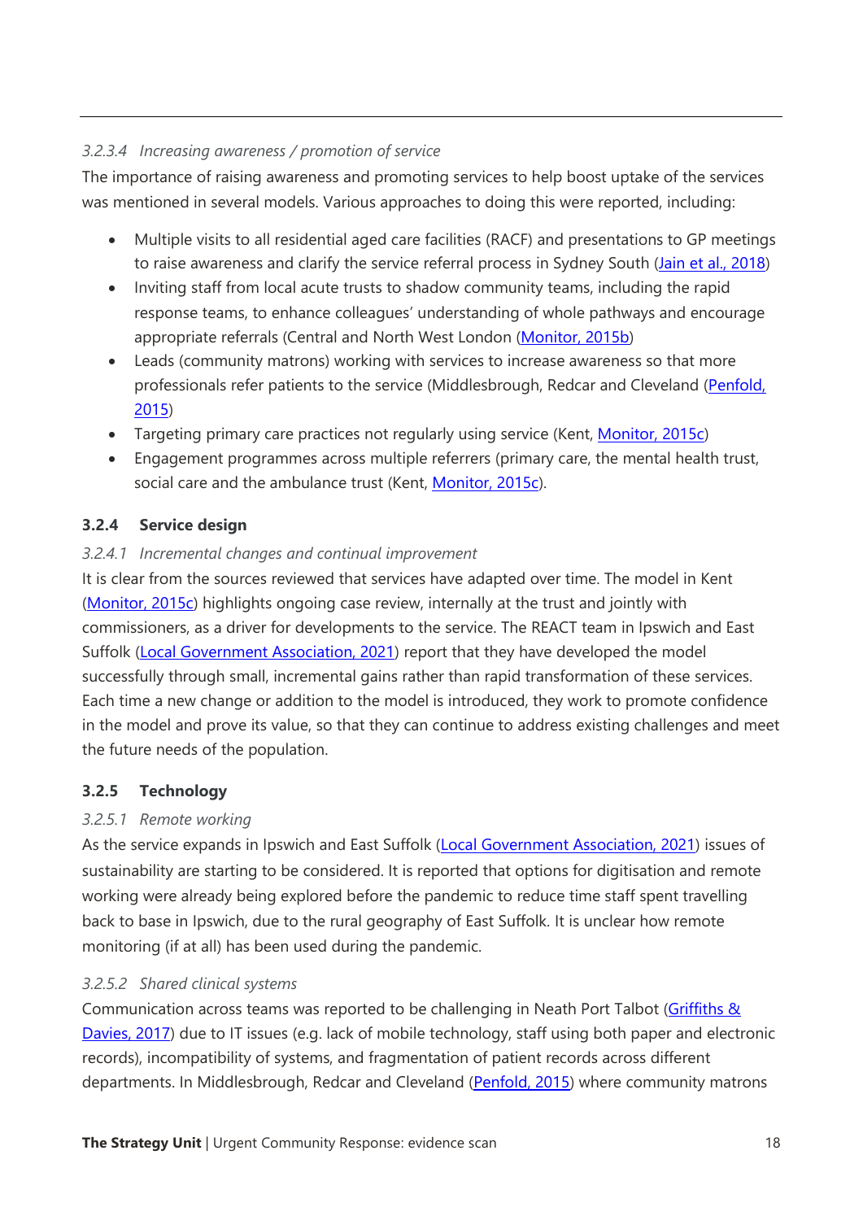#### 3.2.3.4 *Increasing awareness / promotion of service*

The importance of raising awareness and promoting services to help boost uptake of the services was mentioned in several models. Various approaches to doing this were reported, including:

- Multiple visits to all residential aged care facilities (RACF) and presentations to GP meetings to raise awareness and clarify the service referral process in Sydney South (Jain et al., 2018)
- Inviting staff from local acute trusts to shadow community teams, including the rapid response teams, to enhance colleagues' understanding of whole pathways and encourage appropriate referrals (Central and North West London (Monitor, 2015b)
- Leads (community matrons) working with services to increase awareness so that more professionals refer patients to the service (Middlesbrough, Redcar and Cleveland (Penfold, 2015)
- Targeting primary care practices not regularly using service (Kent, Monitor, 2015c)
- Engagement programmes across multiple referrers (primary care, the mental health trust, social care and the ambulance trust (Kent, Monitor, 2015c).

### 3.2.4 Service design

#### 3.2.4.1 *Incremental changes and continual improvement*

It is clear from the sources reviewed that services have adapted over time. The model in Kent (Monitor, 2015c) highlights ongoing case review, internally at the trust and jointly with commissioners, as a driver for developments to the service. The REACT team in Ipswich and East Suffolk (Local Government Association, 2021) report that they have developed the model successfully through small, incremental gains rather than rapid transformation of these services. Each time a new change or addition to the model is introduced, they work to promote confidence in the model and prove its value, so that they can continue to address existing challenges and meet the future needs of the population.

### 3.2.5 Technology

#### 3.2.5.1 *Remote working*

As the service expands in Ipswich and East Suffolk (Local Government Association, 2021) issues of sustainability are starting to be considered. It is reported that options for digitisation and remote working were already being explored before the pandemic to reduce time staff spent travelling back to base in Ipswich, due to the rural geography of East Suffolk. It is unclear how remote monitoring (if at all) has been used during the pandemic.

#### 3.2.5.2 *Shared clinical systems*

Communication across teams was reported to be challenging in Neath Port Talbot (Griffiths & Davies, 2017) due to IT issues (e.g. lack of mobile technology, staff using both paper and electronic records), incompatibility of systems, and fragmentation of patient records across different departments. In Middlesbrough, Redcar and Cleveland (Penfold, 2015) where community matrons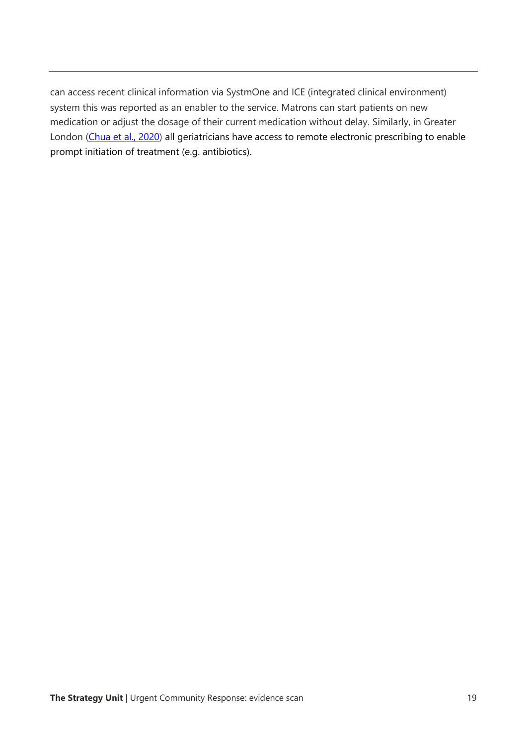can access recent clinical information via SystmOne and ICE (integrated clinical environment) system this was reported as an enabler to the service. Matrons can start patients on new medication or adjust the dosage of their current medication without delay. Similarly, in Greater London ([Chua et al., 2020]) all geriatricians have access to remote electronic prescribing to enable prompt initiation of treatment (e.g. antibiotics).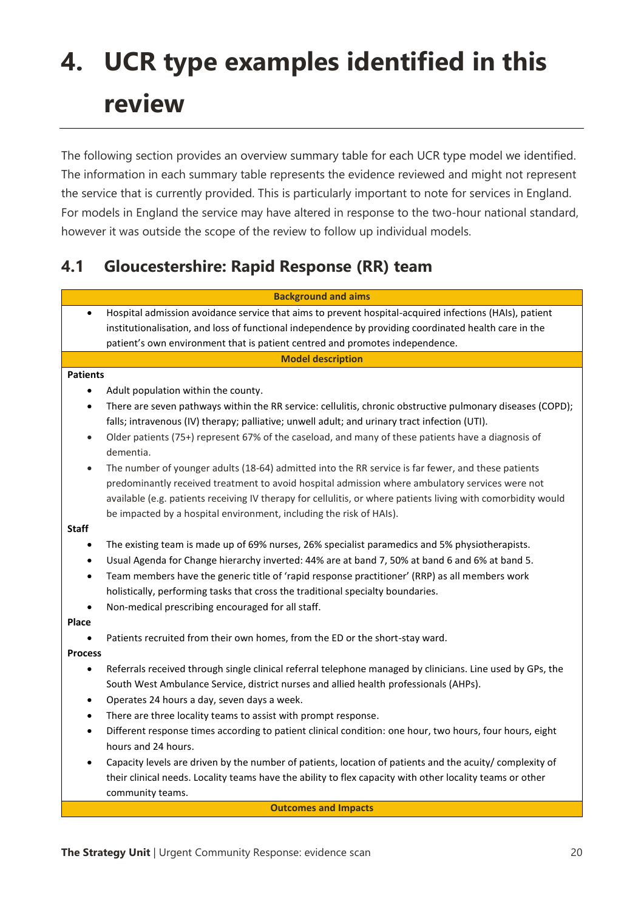// Page 23 OCR
# 4. UCR type examples identified in this review

The following section provides an overview summary table for each UCR type model we identified. The information in each summary table represents the evidence reviewed and might not represent the service that is currently provided. This is particularly important to note for services in England. For models in England the service may have altered in response to the two-hour national standard, however it was outside the scope of the review to follow up individual models.

## 4.1 Gloucestershire: Rapid Response (RR) team

**Background and aims**

- Hospital admission avoidance service that aims to prevent hospital-acquired infections (HAIs), patient institutionalisation, and loss of functional independence by providing coordinated health care in the patient's own environment that is patient centred and promotes independence.

**Model description**

**Patients**

- Adult population within the county.
- There are seven pathways within the RR service: cellulitis, chronic obstructive pulmonary diseases (COPD); falls; intravenous (IV) therapy; palliative; unwell adult; and urinary tract infection (UTI).
- Older patients (75+) represent 67% of the caseload, and many of these patients have a diagnosis of dementia.
- The number of younger adults (18-64) admitted into the RR service is far fewer, and these patients predominantly received treatment to avoid hospital admission where ambulatory services were not available (e.g. patients receiving IV therapy for cellulitis, or where patients living with comorbidity would be impacted by a hospital environment, including the risk of HAIs).

**Staff**

- The existing team is made up of 69% nurses, 26% specialist paramedics and 5% physiotherapists.
- Usual Agenda for Change hierarchy inverted: 44% are at band 7, 50% at band 6 and 6% at band 5.
- Team members have the generic title of 'rapid response practitioner' (RRP) as all members work holistically, performing tasks that cross the traditional specialty boundaries.
- Non-medical prescribing encouraged for all staff.

**Place**

- Patients recruited from their own homes, from the ED or the short-stay ward.

**Process**

- Referrals received through single clinical referral telephone managed by clinicians. Line used by GPs, the South West Ambulance Service, district nurses and allied health professionals (AHPs).
- Operates 24 hours a day, seven days a week.
- There are three locality teams to assist with prompt response.
- Different response times according to patient clinical condition: one hour, two hours, four hours, eight hours and 24 hours.
- Capacity levels are driven by the number of patients, location of patients and the acuity/ complexity of their clinical needs. Locality teams have the ability to flex capacity with other locality teams or other community teams.

**Outcomes and Impacts**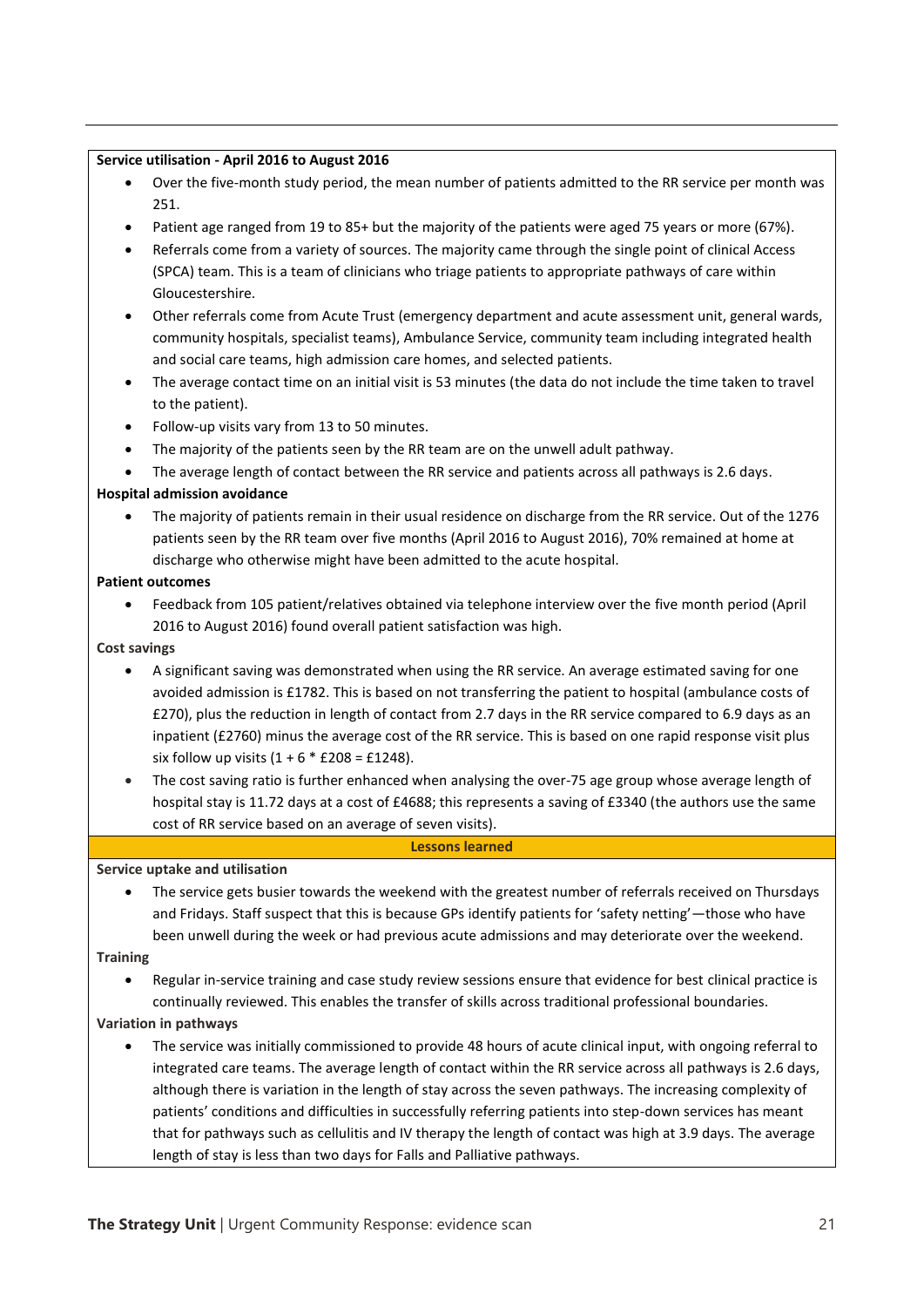**Service utilisation - April 2016 to August 2016**

- Over the five-month study period, the mean number of patients admitted to the RR service per month was 251.
- Patient age ranged from 19 to 85+ but the majority of the patients were aged 75 years or more (67%).
- Referrals come from a variety of sources. The majority came through the single point of clinical Access (SPCA) team. This is a team of clinicians who triage patients to appropriate pathways of care within Gloucestershire.
- Other referrals come from Acute Trust (emergency department and acute assessment unit, general wards, community hospitals, specialist teams), Ambulance Service, community team including integrated health and social care teams, high admission care homes, and selected patients.
- The average contact time on an initial visit is 53 minutes (the data do not include the time taken to travel to the patient).
- Follow-up visits vary from 13 to 50 minutes.
- The majority of the patients seen by the RR team are on the unwell adult pathway.
- The average length of contact between the RR service and patients across all pathways is 2.6 days.

**Hospital admission avoidance**

- The majority of patients remain in their usual residence on discharge from the RR service. Out of the 1276 patients seen by the RR team over five months (April 2016 to August 2016), 70% remained at home at discharge who otherwise might have been admitted to the acute hospital.

**Patient outcomes**

- Feedback from 105 patient/relatives obtained via telephone interview over the five month period (April 2016 to August 2016) found overall patient satisfaction was high.

**Cost savings**

- A significant saving was demonstrated when using the RR service. An average estimated saving for one avoided admission is £1782. This is based on not transferring the patient to hospital (ambulance costs of £270), plus the reduction in length of contact from 2.7 days in the RR service compared to 6.9 days as an inpatient (£2760) minus the average cost of the RR service. This is based on one rapid response visit plus six follow up visits (1 + 6 * £208 = £1248).
- The cost saving ratio is further enhanced when analysing the over-75 age group whose average length of hospital stay is 11.72 days at a cost of £4688; this represents a saving of £3340 (the authors use the same cost of RR service based on an average of seven visits).

**Lessons learned**

**Service uptake and utilisation**

- The service gets busier towards the weekend with the greatest number of referrals received on Thursdays and Fridays. Staff suspect that this is because GPs identify patients for 'safety netting'—those who have been unwell during the week or had previous acute admissions and may deteriorate over the weekend.

**Training**

- Regular in-service training and case study review sessions ensure that evidence for best clinical practice is continually reviewed. This enables the transfer of skills across traditional professional boundaries.

**Variation in pathways**

- The service was initially commissioned to provide 48 hours of acute clinical input, with ongoing referral to integrated care teams. The average length of contact within the RR service across all pathways is 2.6 days, although there is variation in the length of stay across the seven pathways. The increasing complexity of patients' conditions and difficulties in successfully referring patients into step-down services has meant that for pathways such as cellulitis and IV therapy the length of contact was high at 3.9 days. The average length of stay is less than two days for Falls and Palliative pathways.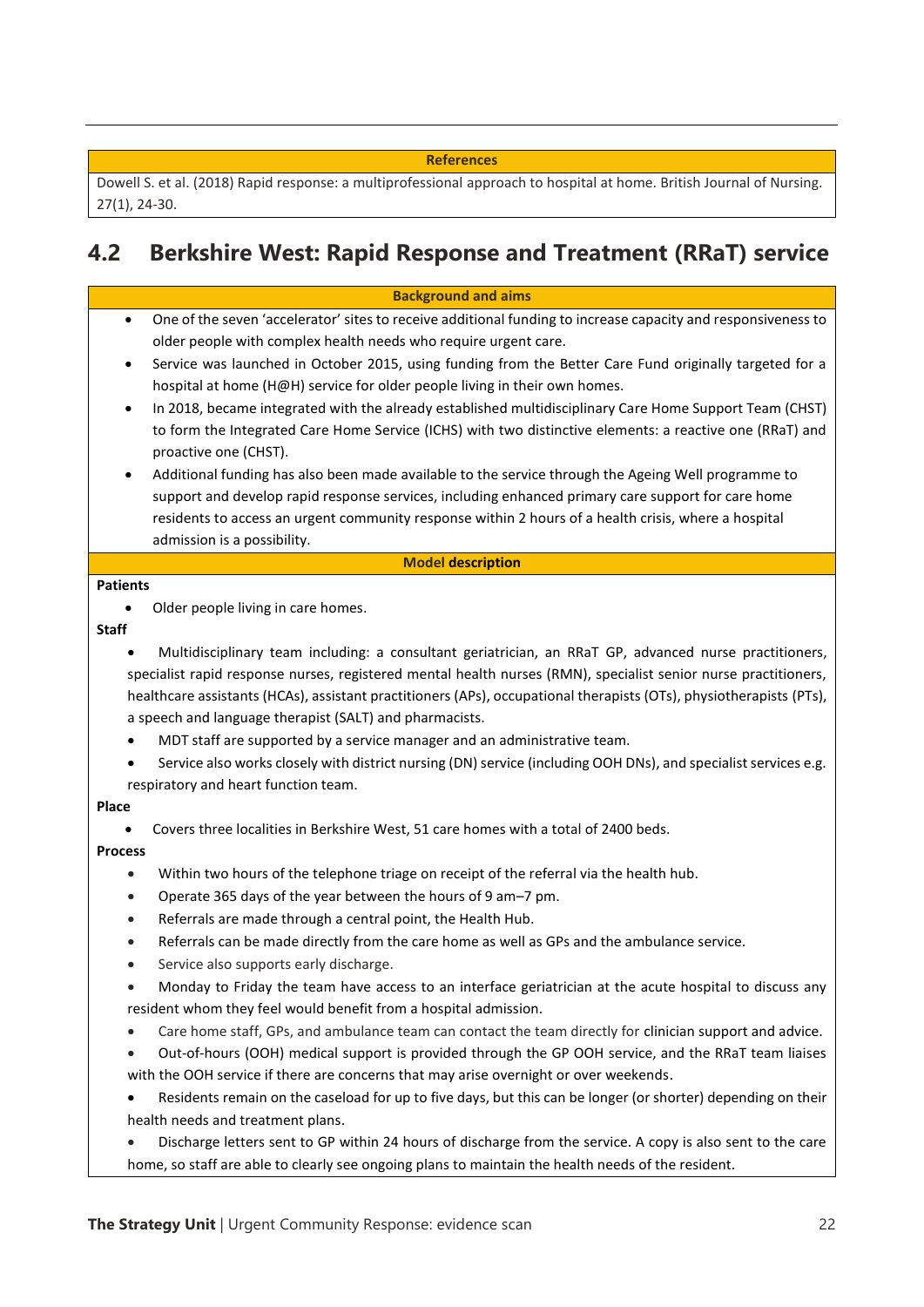**References**

Dowell S. et al. (2018) Rapid response: a multiprofessional approach to hospital at home. British Journal of Nursing. 27(1), 24-30.

## 4.2 Berkshire West: Rapid Response and Treatment (RRaT) service

**Background and aims**

- One of the seven 'accelerator' sites to receive additional funding to increase capacity and responsiveness to older people with complex health needs who require urgent care.
- Service was launched in October 2015, using funding from the Better Care Fund originally targeted for a hospital at home (H@H) service for older people living in their own homes.
- In 2018, became integrated with the already established multidisciplinary Care Home Support Team (CHST) to form the Integrated Care Home Service (ICHS) with two distinctive elements: a reactive one (RRaT) and proactive one (CHST).
- Additional funding has also been made available to the service through the Ageing Well programme to support and develop rapid response services, including enhanced primary care support for care home residents to access an urgent community response within 2 hours of a health crisis, where a hospital admission is a possibility.

**Model description**

**Patients**

- Older people living in care homes.

**Staff**

- Multidisciplinary team including: a consultant geriatrician, an RRaT GP, advanced nurse practitioners, specialist rapid response nurses, registered mental health nurses (RMN), specialist senior nurse practitioners, healthcare assistants (HCAs), assistant practitioners (APs), occupational therapists (OTs), physiotherapists (PTs), a speech and language therapist (SALT) and pharmacists.
- MDT staff are supported by a service manager and an administrative team.
- Service also works closely with district nursing (DN) service (including OOH DNs), and specialist services e.g. respiratory and heart function team.

**Place**

- Covers three localities in Berkshire West, 51 care homes with a total of 2400 beds.

**Process**

- Within two hours of the telephone triage on receipt of the referral via the health hub.
- Operate 365 days of the year between the hours of 9 am–7 pm.
- Referrals are made through a central point, the Health Hub.
- Referrals can be made directly from the care home as well as GPs and the ambulance service.
- Service also supports early discharge.
- Monday to Friday the team have access to an interface geriatrician at the acute hospital to discuss any resident whom they feel would benefit from a hospital admission.
- Care home staff, GPs, and ambulance team can contact the team directly for clinician support and advice.
- Out-of-hours (OOH) medical support is provided through the GP OOH service, and the RRaT team liaises with the OOH service if there are concerns that may arise overnight or over weekends.
- Residents remain on the caseload for up to five days, but this can be longer (or shorter) depending on their health needs and treatment plans.
- Discharge letters sent to GP within 24 hours of discharge from the service. A copy is also sent to the care home, so staff are able to clearly see ongoing plans to maintain the health needs of the resident.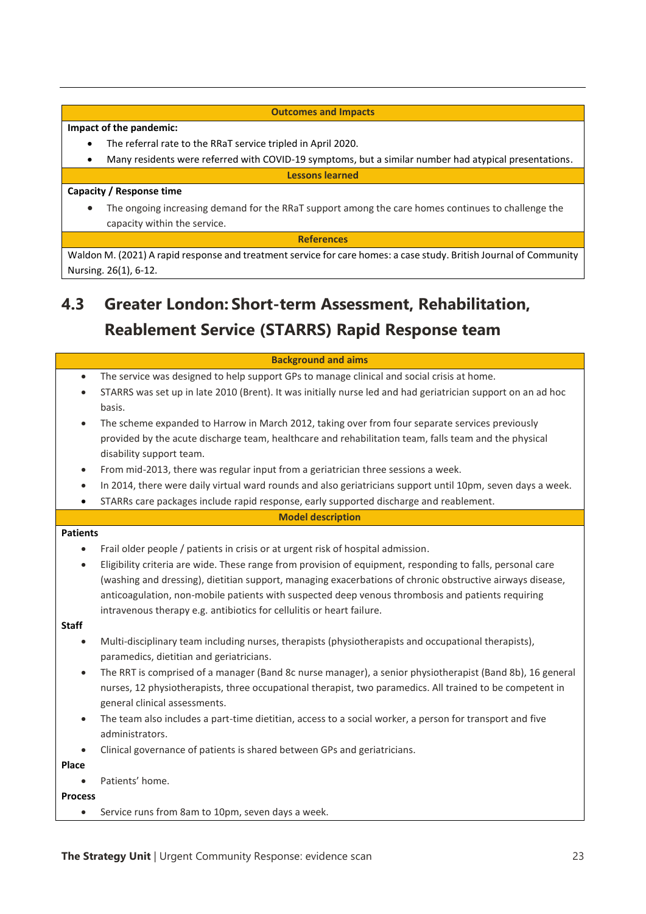**Outcomes and Impacts**

**Impact of the pandemic:**

- The referral rate to the RRaT service tripled in April 2020.
- Many residents were referred with COVID-19 symptoms, but a similar number had atypical presentations.

**Lessons learned**

**Capacity / Response time**

- The ongoing increasing demand for the RRaT support among the care homes continues to challenge the capacity within the service.

**References**

Waldon M. (2021) A rapid response and treatment service for care homes: a case study. British Journal of Community Nursing. 26(1), 6-12.

## 4.3 Greater London: Short-term Assessment, Rehabilitation, Reablement Service (STARRS) Rapid Response team

**Background and aims**

- The service was designed to help support GPs to manage clinical and social crisis at home.
- STARRS was set up in late 2010 (Brent). It was initially nurse led and had geriatrician support on an ad hoc basis.
- The scheme expanded to Harrow in March 2012, taking over from four separate services previously provided by the acute discharge team, healthcare and rehabilitation team, falls team and the physical disability support team.
- From mid-2013, there was regular input from a geriatrician three sessions a week.
- In 2014, there were daily virtual ward rounds and also geriatricians support until 10pm, seven days a week.
- STARRs care packages include rapid response, early supported discharge and reablement.

**Model description**

**Patients**

- Frail older people / patients in crisis or at urgent risk of hospital admission.
- Eligibility criteria are wide. These range from provision of equipment, responding to falls, personal care (washing and dressing), dietitian support, managing exacerbations of chronic obstructive airways disease, anticoagulation, non-mobile patients with suspected deep venous thrombosis and patients requiring intravenous therapy e.g. antibiotics for cellulitis or heart failure.

**Staff**

- Multi-disciplinary team including nurses, therapists (physiotherapists and occupational therapists), paramedics, dietitian and geriatricians.
- The RRT is comprised of a manager (Band 8c nurse manager), a senior physiotherapist (Band 8b), 16 general nurses, 12 physiotherapists, three occupational therapist, two paramedics. All trained to be competent in general clinical assessments.
- The team also includes a part-time dietitian, access to a social worker, a person for transport and five administrators.
- Clinical governance of patients is shared between GPs and geriatricians.

**Place**

- Patients' home.

**Process**

- Service runs from 8am to 10pm, seven days a week.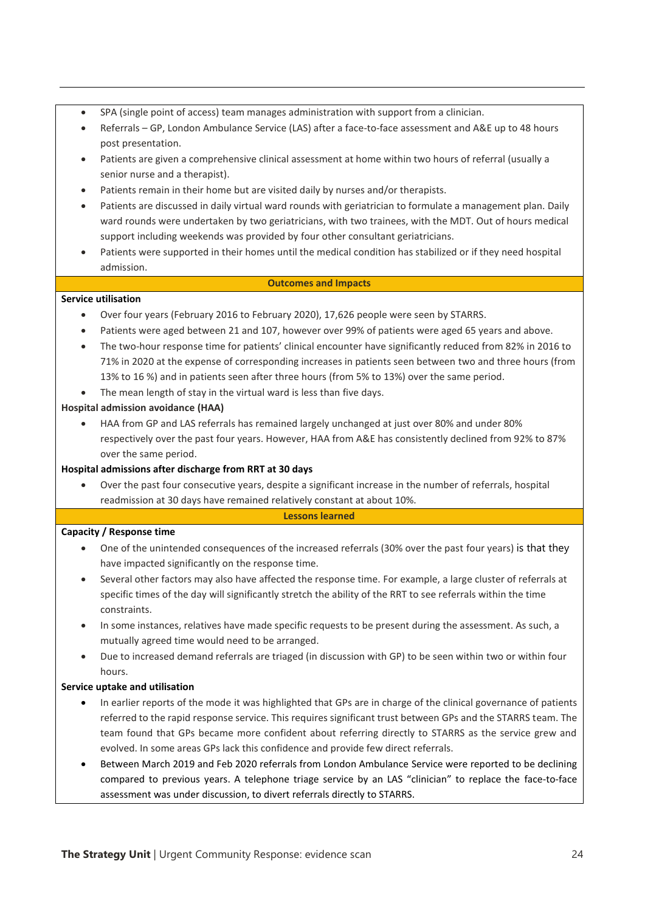- SPA (single point of access) team manages administration with support from a clinician.
- Referrals – GP, London Ambulance Service (LAS) after a face-to-face assessment and A&E up to 48 hours post presentation.
- Patients are given a comprehensive clinical assessment at home within two hours of referral (usually a senior nurse and a therapist).
- Patients remain in their home but are visited daily by nurses and/or therapists.
- Patients are discussed in daily virtual ward rounds with geriatrician to formulate a management plan. Daily ward rounds were undertaken by two geriatricians, with two trainees, with the MDT. Out of hours medical support including weekends was provided by four other consultant geriatricians.
- Patients were supported in their homes until the medical condition has stabilized or if they need hospital admission.

**Outcomes and Impacts**

**Service utilisation**

- Over four years (February 2016 to February 2020), 17,626 people were seen by STARRS.
- Patients were aged between 21 and 107, however over 99% of patients were aged 65 years and above.
- The two-hour response time for patients' clinical encounter have significantly reduced from 82% in 2016 to 71% in 2020 at the expense of corresponding increases in patients seen between two and three hours (from 13% to 16 %) and in patients seen after three hours (from 5% to 13%) over the same period.
- The mean length of stay in the virtual ward is less than five days.

**Hospital admission avoidance (HAA)**

- HAA from GP and LAS referrals has remained largely unchanged at just over 80% and under 80% respectively over the past four years. However, HAA from A&E has consistently declined from 92% to 87% over the same period.

**Hospital admissions after discharge from RRT at 30 days**

- Over the past four consecutive years, despite a significant increase in the number of referrals, hospital readmission at 30 days have remained relatively constant at about 10%.

**Lessons learned**

**Capacity / Response time**

- One of the unintended consequences of the increased referrals (30% over the past four years) is that they have impacted significantly on the response time.
- Several other factors may also have affected the response time. For example, a large cluster of referrals at specific times of the day will significantly stretch the ability of the RRT to see referrals within the time constraints.
- In some instances, relatives have made specific requests to be present during the assessment. As such, a mutually agreed time would need to be arranged.
- Due to increased demand referrals are triaged (in discussion with GP) to be seen within two or within four hours.

**Service uptake and utilisation**

- In earlier reports of the mode it was highlighted that GPs are in charge of the clinical governance of patients referred to the rapid response service. This requires significant trust between GPs and the STARRS team. The team found that GPs became more confident about referring directly to STARRS as the service grew and evolved. In some areas GPs lack this confidence and provide few direct referrals.
- Between March 2019 and Feb 2020 referrals from London Ambulance Service were reported to be declining compared to previous years. A telephone triage service by an LAS "clinician" to replace the face-to-face assessment was under discussion, to divert referrals directly to STARRS.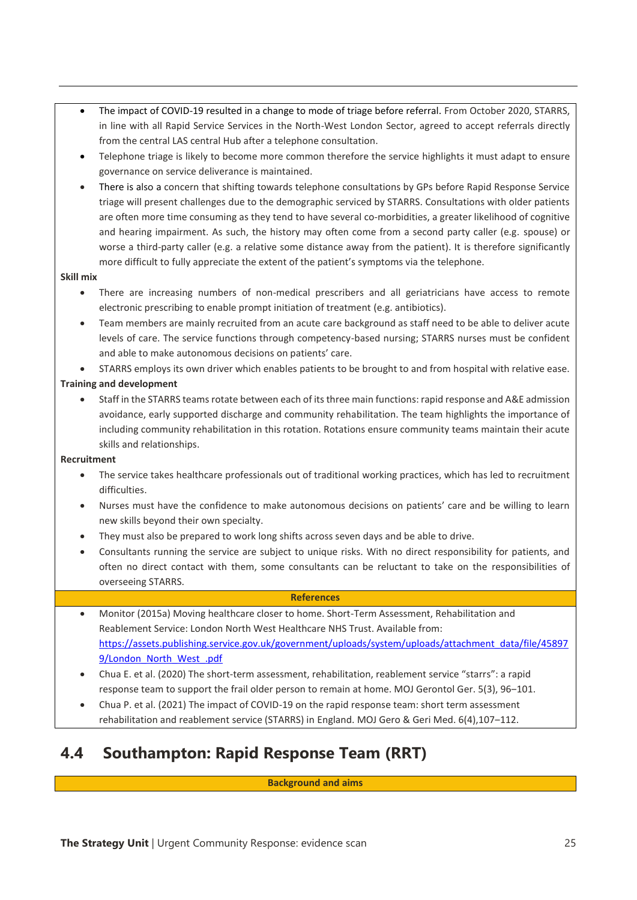- The impact of COVID-19 resulted in a change to mode of triage before referral. From October 2020, STARRS, in line with all Rapid Service Services in the North-West London Sector, agreed to accept referrals directly from the central LAS central Hub after a telephone consultation.
- Telephone triage is likely to become more common therefore the service highlights it must adapt to ensure governance on service deliverance is maintained.
- There is also a concern that shifting towards telephone consultations by GPs before Rapid Response Service triage will present challenges due to the demographic serviced by STARRS. Consultations with older patients are often more time consuming as they tend to have several co-morbidities, a greater likelihood of cognitive and hearing impairment. As such, the history may often come from a second party caller (e.g. spouse) or worse a third-party caller (e.g. a relative some distance away from the patient). It is therefore significantly more difficult to fully appreciate the extent of the patient's symptoms via the telephone.

**Skill mix**

- There are increasing numbers of non-medical prescribers and all geriatricians have access to remote electronic prescribing to enable prompt initiation of treatment (e.g. antibiotics).
- Team members are mainly recruited from an acute care background as staff need to be able to deliver acute levels of care. The service functions through competency-based nursing; STARRS nurses must be confident and able to make autonomous decisions on patients' care.
- STARRS employs its own driver which enables patients to be brought to and from hospital with relative ease.

**Training and development**

- Staff in the STARRS teams rotate between each of its three main functions: rapid response and A&E admission avoidance, early supported discharge and community rehabilitation. The team highlights the importance of including community rehabilitation in this rotation. Rotations ensure community teams maintain their acute skills and relationships.

**Recruitment**

- The service takes healthcare professionals out of traditional working practices, which has led to recruitment difficulties.
- Nurses must have the confidence to make autonomous decisions on patients' care and be willing to learn new skills beyond their own specialty.
- They must also be prepared to work long shifts across seven days and be able to drive.
- Consultants running the service are subject to unique risks. With no direct responsibility for patients, and often no direct contact with them, some consultants can be reluctant to take on the responsibilities of overseeing STARRS.

**References**

- Monitor (2015a) Moving healthcare closer to home. Short-Term Assessment, Rehabilitation and Reablement Service: London North West Healthcare NHS Trust. Available from: https://assets.publishing.service.gov.uk/government/uploads/system/uploads/attachment_data/file/458979/London_North_West_.pdf
- Chua E. et al. (2020) The short-term assessment, rehabilitation, reablement service "starrs": a rapid response team to support the frail older person to remain at home. MOJ Gerontol Ger. 5(3), 96–101.
- Chua P. et al. (2021) The impact of COVID-19 on the rapid response team: short term assessment rehabilitation and reablement service (STARRS) in England. MOJ Gero & Geri Med. 6(4),107–112.

## 4.4 Southampton: Rapid Response Team (RRT)

**Background and aims**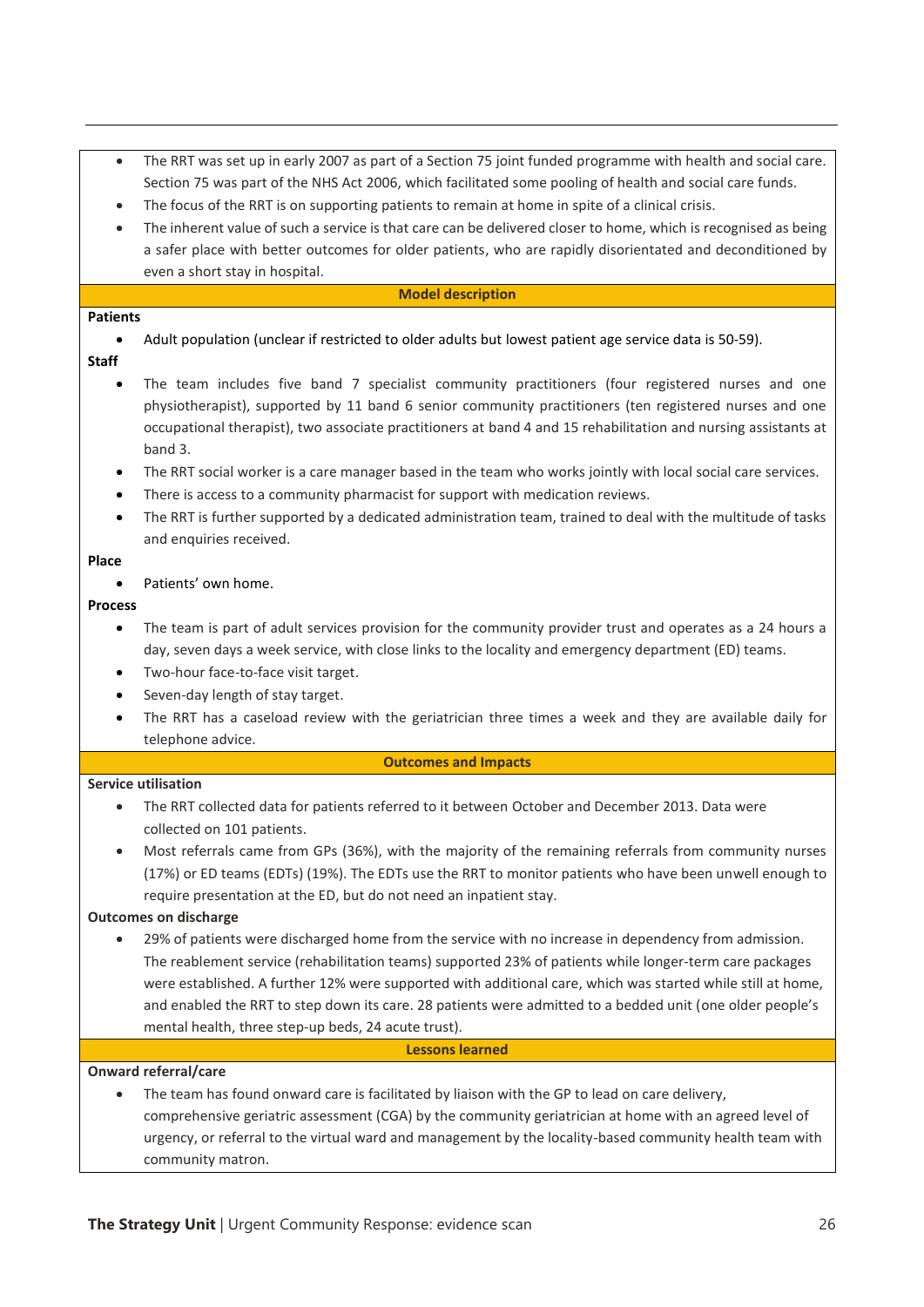- The RRT was set up in early 2007 as part of a Section 75 joint funded programme with health and social care. Section 75 was part of the NHS Act 2006, which facilitated some pooling of health and social care funds.
- The focus of the RRT is on supporting patients to remain at home in spite of a clinical crisis.
- The inherent value of such a service is that care can be delivered closer to home, which is recognised as being a safer place with better outcomes for older patients, who are rapidly disorientated and deconditioned by even a short stay in hospital.

**Model description**

**Patients**

- Adult population (unclear if restricted to older adults but lowest patient age service data is 50-59).

**Staff**

- The team includes five band 7 specialist community practitioners (four registered nurses and one physiotherapist), supported by 11 band 6 senior community practitioners (ten registered nurses and one occupational therapist), two associate practitioners at band 4 and 15 rehabilitation and nursing assistants at band 3.
- The RRT social worker is a care manager based in the team who works jointly with local social care services.
- There is access to a community pharmacist for support with medication reviews.
- The RRT is further supported by a dedicated administration team, trained to deal with the multitude of tasks and enquiries received.

**Place**

- Patients' own home.

**Process**

- The team is part of adult services provision for the community provider trust and operates as a 24 hours a day, seven days a week service, with close links to the locality and emergency department (ED) teams.
- Two-hour face-to-face visit target.
- Seven-day length of stay target.
- The RRT has a caseload review with the geriatrician three times a week and they are available daily for telephone advice.

**Outcomes and Impacts**

**Service utilisation**

- The RRT collected data for patients referred to it between October and December 2013. Data were collected on 101 patients.
- Most referrals came from GPs (36%), with the majority of the remaining referrals from community nurses (17%) or ED teams (EDTs) (19%). The EDTs use the RRT to monitor patients who have been unwell enough to require presentation at the ED, but do not need an inpatient stay.

**Outcomes on discharge**

- 29% of patients were discharged home from the service with no increase in dependency from admission. The reablement service (rehabilitation teams) supported 23% of patients while longer-term care packages were established. A further 12% were supported with additional care, which was started while still at home, and enabled the RRT to step down its care. 28 patients were admitted to a bedded unit (one older people's mental health, three step-up beds, 24 acute trust).

**Lessons learned**

**Onward referral/care**

- The team has found onward care is facilitated by liaison with the GP to lead on care delivery, comprehensive geriatric assessment (CGA) by the community geriatrician at home with an agreed level of urgency, or referral to the virtual ward and management by the locality-based community health team with community matron.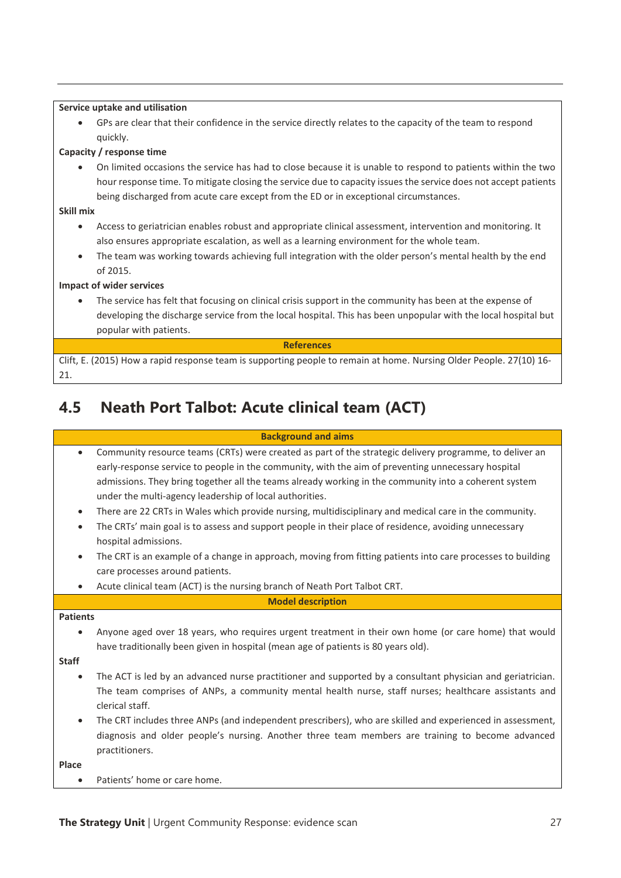**Service uptake and utilisation**

- GPs are clear that their confidence in the service directly relates to the capacity of the team to respond quickly.

**Capacity / response time**

- On limited occasions the service has had to close because it is unable to respond to patients within the two hour response time. To mitigate closing the service due to capacity issues the service does not accept patients being discharged from acute care except from the ED or in exceptional circumstances.

**Skill mix**

- Access to geriatrician enables robust and appropriate clinical assessment, intervention and monitoring. It also ensures appropriate escalation, as well as a learning environment for the whole team.
- The team was working towards achieving full integration with the older person's mental health by the end of 2015.

**Impact of wider services**

- The service has felt that focusing on clinical crisis support in the community has been at the expense of developing the discharge service from the local hospital. This has been unpopular with the local hospital but popular with patients.

**References**

Clift, E. (2015) How a rapid response team is supporting people to remain at home. Nursing Older People. 27(10) 16-21.

## 4.5 Neath Port Talbot: Acute clinical team (ACT)

**Background and aims**

- Community resource teams (CRTs) were created as part of the strategic delivery programme, to deliver an early-response service to people in the community, with the aim of preventing unnecessary hospital admissions. They bring together all the teams already working in the community into a coherent system under the multi-agency leadership of local authorities.
- There are 22 CRTs in Wales which provide nursing, multidisciplinary and medical care in the community.
- The CRTs' main goal is to assess and support people in their place of residence, avoiding unnecessary hospital admissions.
- The CRT is an example of a change in approach, moving from fitting patients into care processes to building care processes around patients.
- Acute clinical team (ACT) is the nursing branch of Neath Port Talbot CRT.

**Model description**

**Patients**

- Anyone aged over 18 years, who requires urgent treatment in their own home (or care home) that would have traditionally been given in hospital (mean age of patients is 80 years old).

**Staff**

- The ACT is led by an advanced nurse practitioner and supported by a consultant physician and geriatrician. The team comprises of ANPs, a community mental health nurse, staff nurses; healthcare assistants and clerical staff.
- The CRT includes three ANPs (and independent prescribers), who are skilled and experienced in assessment, diagnosis and older people's nursing. Another three team members are training to become advanced practitioners.

**Place**

- Patients' home or care home.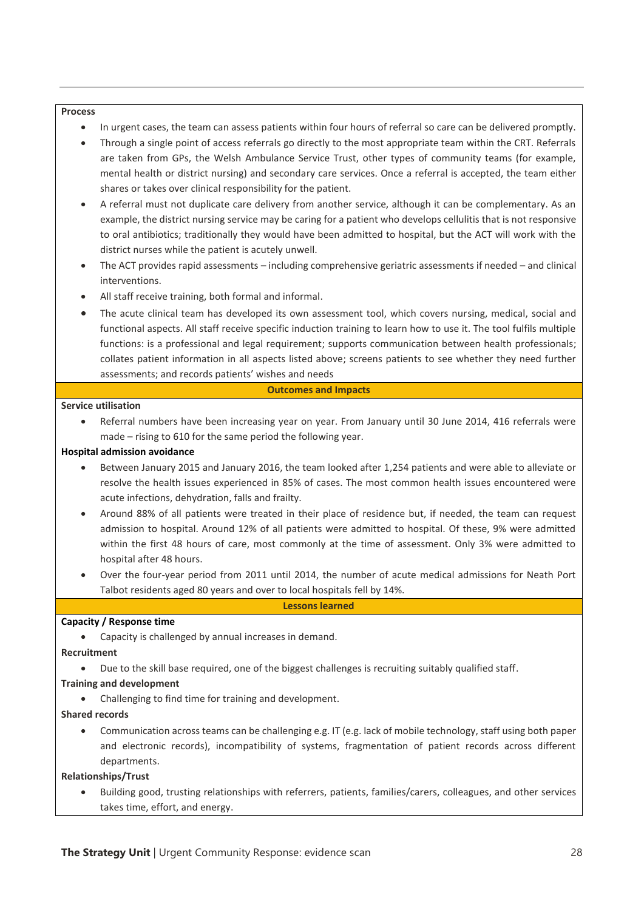**Process**

- In urgent cases, the team can assess patients within four hours of referral so care can be delivered promptly.
- Through a single point of access referrals go directly to the most appropriate team within the CRT. Referrals are taken from GPs, the Welsh Ambulance Service Trust, other types of community teams (for example, mental health or district nursing) and secondary care services. Once a referral is accepted, the team either shares or takes over clinical responsibility for the patient.
- A referral must not duplicate care delivery from another service, although it can be complementary. As an example, the district nursing service may be caring for a patient who develops cellulitis that is not responsive to oral antibiotics; traditionally they would have been admitted to hospital, but the ACT will work with the district nurses while the patient is acutely unwell.
- The ACT provides rapid assessments – including comprehensive geriatric assessments if needed – and clinical interventions.
- All staff receive training, both formal and informal.
- The acute clinical team has developed its own assessment tool, which covers nursing, medical, social and functional aspects. All staff receive specific induction training to learn how to use it. The tool fulfils multiple functions: is a professional and legal requirement; supports communication between health professionals; collates patient information in all aspects listed above; screens patients to see whether they need further assessments; and records patients' wishes and needs

**Outcomes and Impacts**

**Service utilisation**

- Referral numbers have been increasing year on year. From January until 30 June 2014, 416 referrals were made – rising to 610 for the same period the following year.

**Hospital admission avoidance**

- Between January 2015 and January 2016, the team looked after 1,254 patients and were able to alleviate or resolve the health issues experienced in 85% of cases. The most common health issues encountered were acute infections, dehydration, falls and frailty.
- Around 88% of all patients were treated in their place of residence but, if needed, the team can request admission to hospital. Around 12% of all patients were admitted to hospital. Of these, 9% were admitted within the first 48 hours of care, most commonly at the time of assessment. Only 3% were admitted to hospital after 48 hours.
- Over the four-year period from 2011 until 2014, the number of acute medical admissions for Neath Port Talbot residents aged 80 years and over to local hospitals fell by 14%.

**Lessons learned**

**Capacity / Response time**

- Capacity is challenged by annual increases in demand.

**Recruitment**

- Due to the skill base required, one of the biggest challenges is recruiting suitably qualified staff.

**Training and development**

- Challenging to find time for training and development.

**Shared records**

- Communication across teams can be challenging e.g. IT (e.g. lack of mobile technology, staff using both paper and electronic records), incompatibility of systems, fragmentation of patient records across different departments.

**Relationships/Trust**

- Building good, trusting relationships with referrers, patients, families/carers, colleagues, and other services takes time, effort, and energy.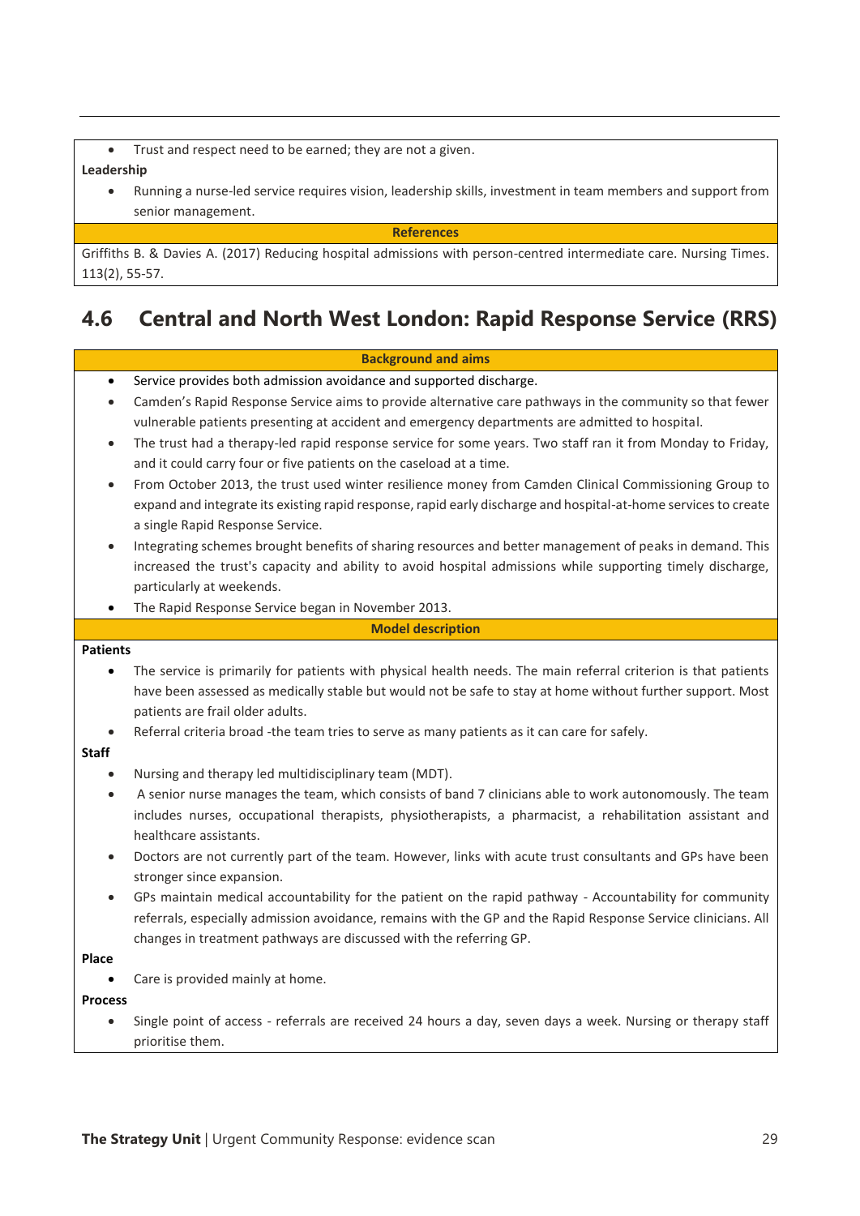- Trust and respect need to be earned; they are not a given.

**Leadership**

- Running a nurse-led service requires vision, leadership skills, investment in team members and support from senior management.

**References**

Griffiths B. & Davies A. (2017) Reducing hospital admissions with person-centred intermediate care. Nursing Times. 113(2), 55-57.

## 4.6 Central and North West London: Rapid Response Service (RRS)

**Background and aims**

- Service provides both admission avoidance and supported discharge.
- Camden's Rapid Response Service aims to provide alternative care pathways in the community so that fewer vulnerable patients presenting at accident and emergency departments are admitted to hospital.
- The trust had a therapy-led rapid response service for some years. Two staff ran it from Monday to Friday, and it could carry four or five patients on the caseload at a time.
- From October 2013, the trust used winter resilience money from Camden Clinical Commissioning Group to expand and integrate its existing rapid response, rapid early discharge and hospital-at-home services to create a single Rapid Response Service.
- Integrating schemes brought benefits of sharing resources and better management of peaks in demand. This increased the trust's capacity and ability to avoid hospital admissions while supporting timely discharge, particularly at weekends.
- The Rapid Response Service began in November 2013.

**Model description**

**Patients**

- The service is primarily for patients with physical health needs. The main referral criterion is that patients have been assessed as medically stable but would not be safe to stay at home without further support. Most patients are frail older adults.
- Referral criteria broad -the team tries to serve as many patients as it can care for safely.

**Staff**

- Nursing and therapy led multidisciplinary team (MDT).
- A senior nurse manages the team, which consists of band 7 clinicians able to work autonomously. The team includes nurses, occupational therapists, physiotherapists, a pharmacist, a rehabilitation assistant and healthcare assistants.
- Doctors are not currently part of the team. However, links with acute trust consultants and GPs have been stronger since expansion.
- GPs maintain medical accountability for the patient on the rapid pathway - Accountability for community referrals, especially admission avoidance, remains with the GP and the Rapid Response Service clinicians. All changes in treatment pathways are discussed with the referring GP.

**Place**

- Care is provided mainly at home.

**Process**

- Single point of access - referrals are received 24 hours a day, seven days a week. Nursing or therapy staff prioritise them.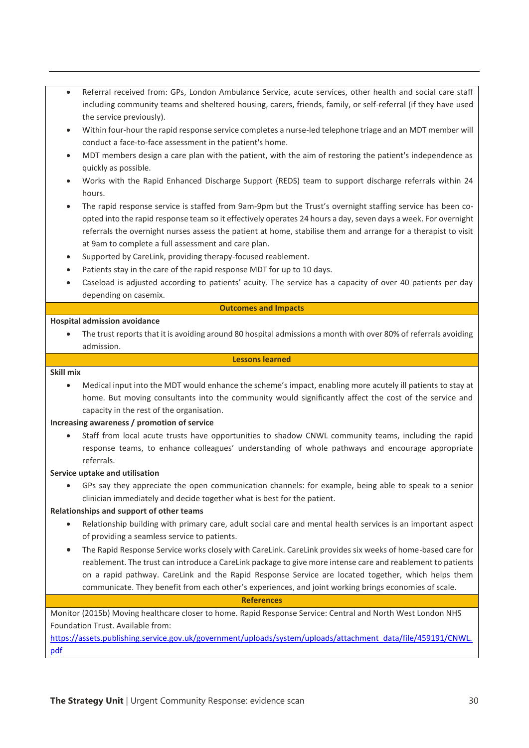- Referral received from: GPs, London Ambulance Service, acute services, other health and social care staff including community teams and sheltered housing, carers, friends, family, or self-referral (if they have used the service previously).
- Within four-hour the rapid response service completes a nurse-led telephone triage and an MDT member will conduct a face-to-face assessment in the patient's home.
- MDT members design a care plan with the patient, with the aim of restoring the patient's independence as quickly as possible.
- Works with the Rapid Enhanced Discharge Support (REDS) team to support discharge referrals within 24 hours.
- The rapid response service is staffed from 9am-9pm but the Trust's overnight staffing service has been co-opted into the rapid response team so it effectively operates 24 hours a day, seven days a week. For overnight referrals the overnight nurses assess the patient at home, stabilise them and arrange for a therapist to visit at 9am to complete a full assessment and care plan.
- Supported by CareLink, providing therapy-focused reablement.
- Patients stay in the care of the rapid response MDT for up to 10 days.
- Caseload is adjusted according to patients' acuity. The service has a capacity of over 40 patients per day depending on casemix.

**Outcomes and Impacts**

**Hospital admission avoidance**

- The trust reports that it is avoiding around 80 hospital admissions a month with over 80% of referrals avoiding admission.

**Lessons learned**

**Skill mix**

- Medical input into the MDT would enhance the scheme's impact, enabling more acutely ill patients to stay at home. But moving consultants into the community would significantly affect the cost of the service and capacity in the rest of the organisation.

**Increasing awareness / promotion of service**

- Staff from local acute trusts have opportunities to shadow CNWL community teams, including the rapid response teams, to enhance colleagues' understanding of whole pathways and encourage appropriate referrals.

**Service uptake and utilisation**

- GPs say they appreciate the open communication channels: for example, being able to speak to a senior clinician immediately and decide together what is best for the patient.

**Relationships and support of other teams**

- Relationship building with primary care, adult social care and mental health services is an important aspect of providing a seamless service to patients.
- The Rapid Response Service works closely with CareLink. CareLink provides six weeks of home-based care for reablement. The trust can introduce a CareLink package to give more intense care and reablement to patients on a rapid pathway. CareLink and the Rapid Response Service are located together, which helps them communicate. They benefit from each other's experiences, and joint working brings economies of scale.

**References**

Monitor (2015b) Moving healthcare closer to home. Rapid Response Service: Central and North West London NHS Foundation Trust. Available from: https://assets.publishing.service.gov.uk/government/uploads/system/uploads/attachment_data/file/459191/CNWL.pdf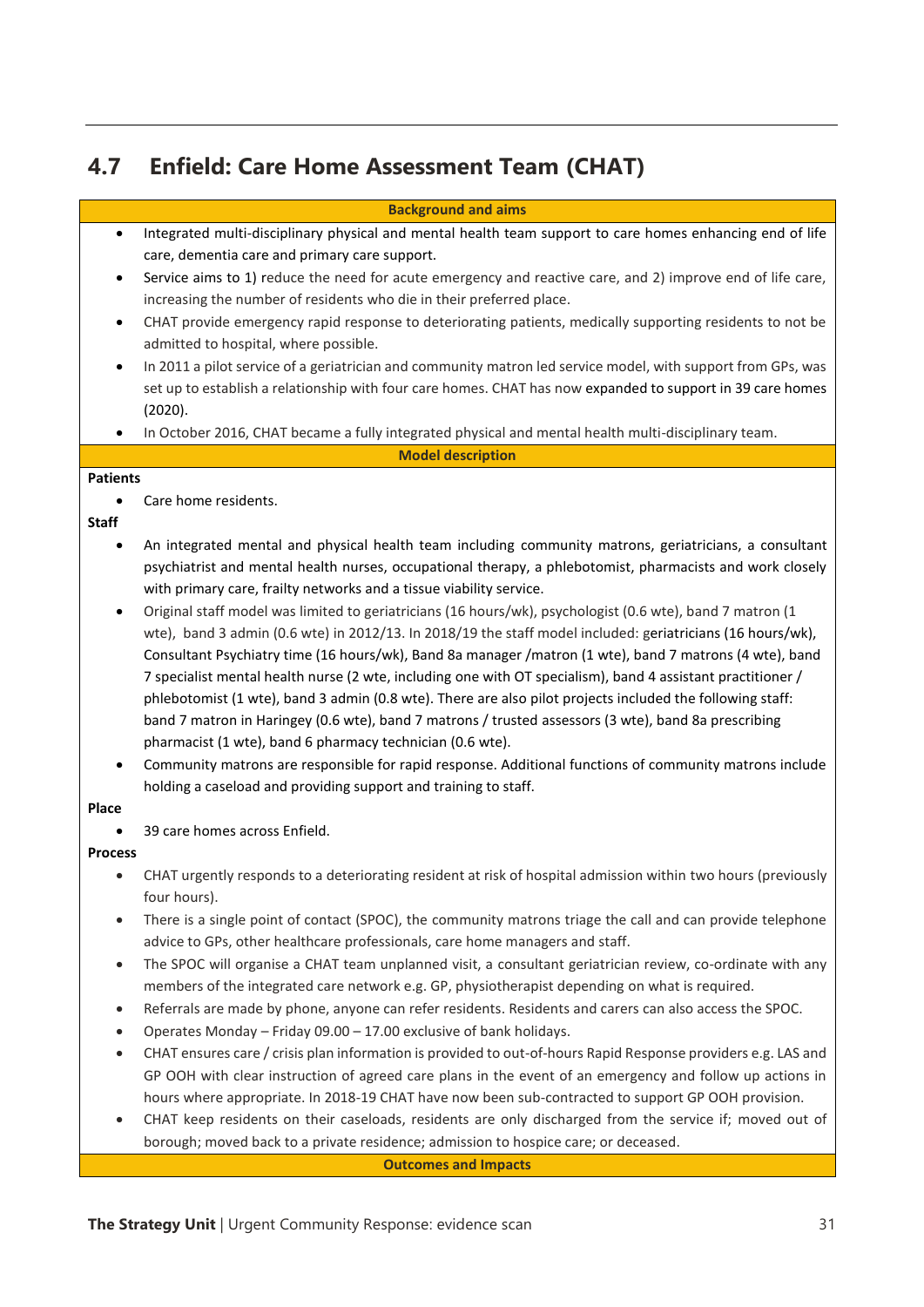## 4.7 Enfield: Care Home Assessment Team (CHAT)

**Background and aims**

- Integrated multi-disciplinary physical and mental health team support to care homes enhancing end of life care, dementia care and primary care support.
- Service aims to 1) reduce the need for acute emergency and reactive care, and 2) improve end of life care, increasing the number of residents who die in their preferred place.
- CHAT provide emergency rapid response to deteriorating patients, medically supporting residents to not be admitted to hospital, where possible.
- In 2011 a pilot service of a geriatrician and community matron led service model, with support from GPs, was set up to establish a relationship with four care homes. CHAT has now expanded to support in 39 care homes (2020).
- In October 2016, CHAT became a fully integrated physical and mental health multi-disciplinary team.

**Model description**

**Patients**

- Care home residents.

**Staff**

- An integrated mental and physical health team including community matrons, geriatricians, a consultant psychiatrist and mental health nurses, occupational therapy, a phlebotomist, pharmacists and work closely with primary care, frailty networks and a tissue viability service.
- Original staff model was limited to geriatricians (16 hours/wk), psychologist (0.6 wte), band 7 matron (1 wte), band 3 admin (0.6 wte) in 2012/13. In 2018/19 the staff model included: geriatricians (16 hours/wk), Consultant Psychiatry time (16 hours/wk), Band 8a manager /matron (1 wte), band 7 matrons (4 wte), band 7 specialist mental health nurse (2 wte, including one with OT specialism), band 4 assistant practitioner / phlebotomist (1 wte), band 3 admin (0.8 wte). There are also pilot projects included the following staff: band 7 matron in Haringey (0.6 wte), band 7 matrons / trusted assessors (3 wte), band 8a prescribing pharmacist (1 wte), band 6 pharmacy technician (0.6 wte).
- Community matrons are responsible for rapid response. Additional functions of community matrons include holding a caseload and providing support and training to staff.

**Place**

- 39 care homes across Enfield.

**Process**

- CHAT urgently responds to a deteriorating resident at risk of hospital admission within two hours (previously four hours).
- There is a single point of contact (SPOC), the community matrons triage the call and can provide telephone advice to GPs, other healthcare professionals, care home managers and staff.
- The SPOC will organise a CHAT team unplanned visit, a consultant geriatrician review, co-ordinate with any members of the integrated care network e.g. GP, physiotherapist depending on what is required.
- Referrals are made by phone, anyone can refer residents. Residents and carers can also access the SPOC.
- Operates Monday – Friday 09.00 – 17.00 exclusive of bank holidays.
- CHAT ensures care / crisis plan information is provided to out-of-hours Rapid Response providers e.g. LAS and GP OOH with clear instruction of agreed care plans in the event of an emergency and follow up actions in hours where appropriate. In 2018-19 CHAT have now been sub-contracted to support GP OOH provision.
- CHAT keep residents on their caseloads, residents are only discharged from the service if; moved out of borough; moved back to a private residence; admission to hospice care; or deceased.

**Outcomes and Impacts**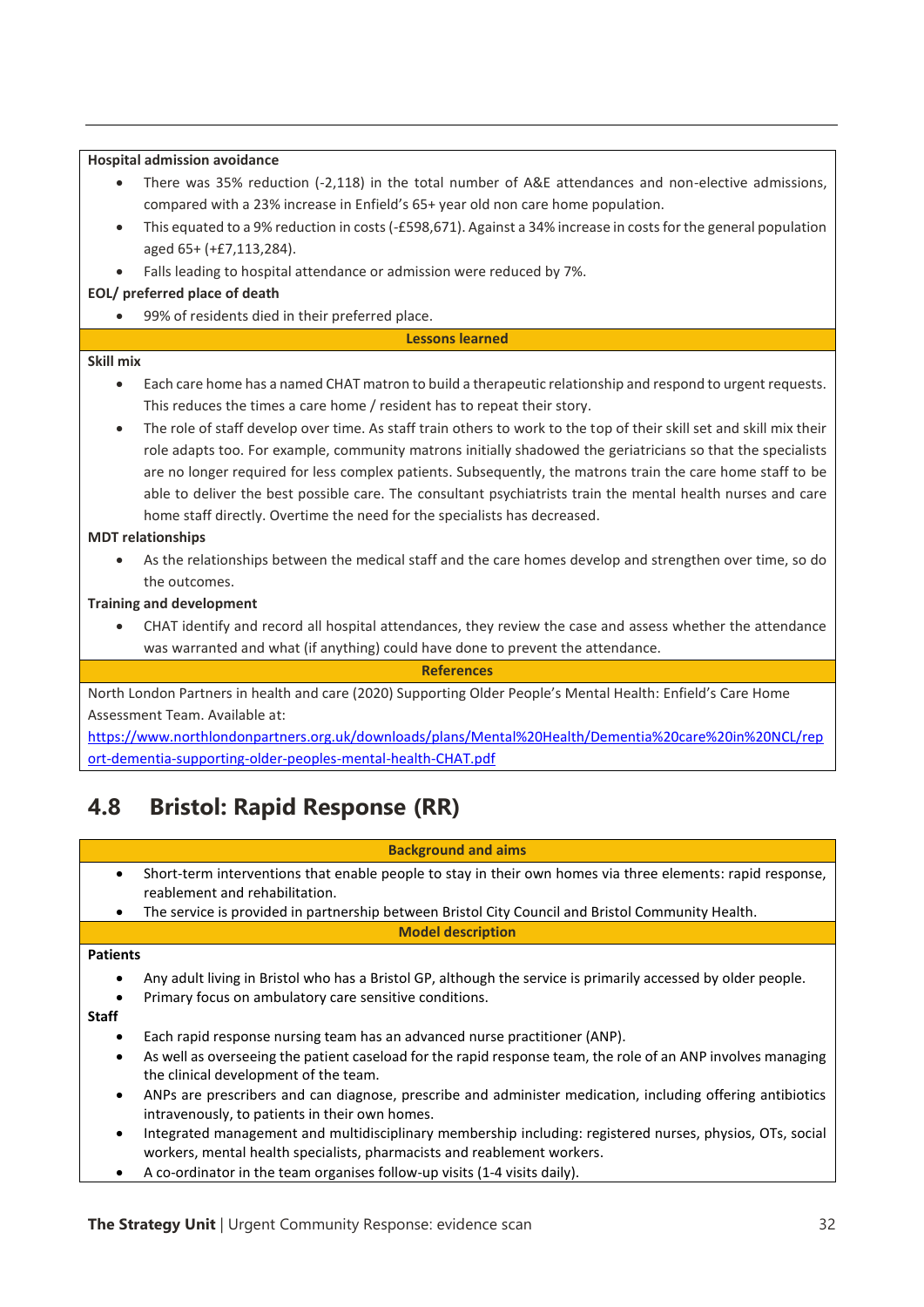**Hospital admission avoidance**

- There was 35% reduction (-2,118) in the total number of A&E attendances and non-elective admissions, compared with a 23% increase in Enfield's 65+ year old non care home population.
- This equated to a 9% reduction in costs (-£598,671). Against a 34% increase in costs for the general population aged 65+ (+£7,113,284).
- Falls leading to hospital attendance or admission were reduced by 7%.

**EOL/ preferred place of death**

- 99% of residents died in their preferred place.

**Lessons learned**

**Skill mix**

- Each care home has a named CHAT matron to build a therapeutic relationship and respond to urgent requests. This reduces the times a care home / resident has to repeat their story.
- The role of staff develop over time. As staff train others to work to the top of their skill set and skill mix their role adapts too. For example, community matrons initially shadowed the geriatricians so that the specialists are no longer required for less complex patients. Subsequently, the matrons train the care home staff to be able to deliver the best possible care. The consultant psychiatrists train the mental health nurses and care home staff directly. Overtime the need for the specialists has decreased.

**MDT relationships**

- As the relationships between the medical staff and the care homes develop and strengthen over time, so do the outcomes.

**Training and development**

- CHAT identify and record all hospital attendances, they review the case and assess whether the attendance was warranted and what (if anything) could have done to prevent the attendance.

**References**

North London Partners in health and care (2020) Supporting Older People's Mental Health: Enfield's Care Home Assessment Team. Available at:
https://www.northlondonpartners.org.uk/downloads/plans/Mental%20Health/Dementia%20care%20in%20NCL/report-dementia-supporting-older-peoples-mental-health-CHAT.pdf

## 4.8 Bristol: Rapid Response (RR)

**Background and aims**

- Short-term interventions that enable people to stay in their own homes via three elements: rapid response, reablement and rehabilitation.
- The service is provided in partnership between Bristol City Council and Bristol Community Health.

**Model description**

**Patients**

- Any adult living in Bristol who has a Bristol GP, although the service is primarily accessed by older people.
- Primary focus on ambulatory care sensitive conditions.

**Staff**

- Each rapid response nursing team has an advanced nurse practitioner (ANP).
- As well as overseeing the patient caseload for the rapid response team, the role of an ANP involves managing the clinical development of the team.
- ANPs are prescribers and can diagnose, prescribe and administer medication, including offering antibiotics intravenously, to patients in their own homes.
- Integrated management and multidisciplinary membership including: registered nurses, physios, OTs, social workers, mental health specialists, pharmacists and reablement workers.
- A co-ordinator in the team organises follow-up visits (1-4 visits daily).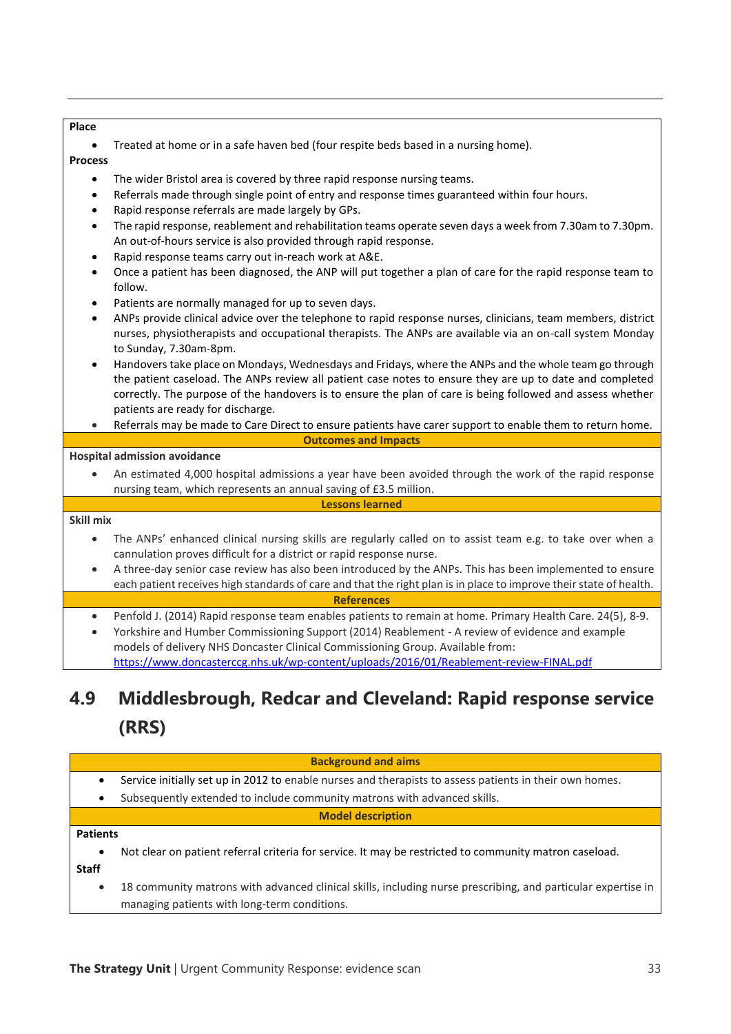**Place**

- Treated at home or in a safe haven bed (four respite beds based in a nursing home).

**Process**

- The wider Bristol area is covered by three rapid response nursing teams.
- Referrals made through single point of entry and response times guaranteed within four hours.
- Rapid response referrals are made largely by GPs.
- The rapid response, reablement and rehabilitation teams operate seven days a week from 7.30am to 7.30pm. An out-of-hours service is also provided through rapid response.
- Rapid response teams carry out in-reach work at A&E.
- Once a patient has been diagnosed, the ANP will put together a plan of care for the rapid response team to follow.
- Patients are normally managed for up to seven days.
- ANPs provide clinical advice over the telephone to rapid response nurses, clinicians, team members, district nurses, physiotherapists and occupational therapists. The ANPs are available via an on-call system Monday to Sunday, 7.30am-8pm.
- Handovers take place on Mondays, Wednesdays and Fridays, where the ANPs and the whole team go through the patient caseload. The ANPs review all patient case notes to ensure they are up to date and completed correctly. The purpose of the handovers is to ensure the plan of care is being followed and assess whether patients are ready for discharge.
- Referrals may be made to Care Direct to ensure patients have carer support to enable them to return home.

**Outcomes and Impacts**

**Hospital admission avoidance**

- An estimated 4,000 hospital admissions a year have been avoided through the work of the rapid response nursing team, which represents an annual saving of £3.5 million.

**Lessons learned**

**Skill mix**

- The ANPs' enhanced clinical nursing skills are regularly called on to assist team e.g. to take over when a cannulation proves difficult for a district or rapid response nurse.
- A three-day senior case review has also been introduced by the ANPs. This has been implemented to ensure each patient receives high standards of care and that the right plan is in place to improve their state of health.

**References**

- Penfold J. (2014) Rapid response team enables patients to remain at home. Primary Health Care. 24(5), 8-9.
- Yorkshire and Humber Commissioning Support (2014) Reablement - A review of evidence and example models of delivery NHS Doncaster Clinical Commissioning Group. Available from: https://www.doncasterccg.nhs.uk/wp-content/uploads/2016/01/Reablement-review-FINAL.pdf

## 4.9 Middlesbrough, Redcar and Cleveland: Rapid response service (RRS)

**Background and aims**

- Service initially set up in 2012 to enable nurses and therapists to assess patients in their own homes.
- Subsequently extended to include community matrons with advanced skills.

**Model description**

**Patients**

- Not clear on patient referral criteria for service. It may be restricted to community matron caseload.

**Staff**

- 18 community matrons with advanced clinical skills, including nurse prescribing, and particular expertise in managing patients with long-term conditions.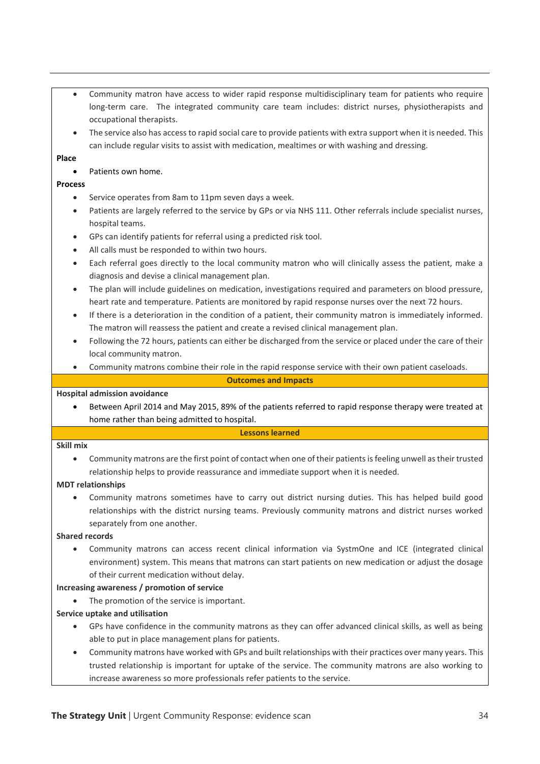- Community matron have access to wider rapid response multidisciplinary team for patients who require long-term care. The integrated community care team includes: district nurses, physiotherapists and occupational therapists.
- The service also has access to rapid social care to provide patients with extra support when it is needed. This can include regular visits to assist with medication, mealtimes or with washing and dressing.

**Place**

- Patients own home.

**Process**

- Service operates from 8am to 11pm seven days a week.
- Patients are largely referred to the service by GPs or via NHS 111. Other referrals include specialist nurses, hospital teams.
- GPs can identify patients for referral using a predicted risk tool.
- All calls must be responded to within two hours.
- Each referral goes directly to the local community matron who will clinically assess the patient, make a diagnosis and devise a clinical management plan.
- The plan will include guidelines on medication, investigations required and parameters on blood pressure, heart rate and temperature. Patients are monitored by rapid response nurses over the next 72 hours.
- If there is a deterioration in the condition of a patient, their community matron is immediately informed. The matron will reassess the patient and create a revised clinical management plan.
- Following the 72 hours, patients can either be discharged from the service or placed under the care of their local community matron.
- Community matrons combine their role in the rapid response service with their own patient caseloads.

**Outcomes and Impacts**

**Hospital admission avoidance**

- Between April 2014 and May 2015, 89% of the patients referred to rapid response therapy were treated at home rather than being admitted to hospital.

**Lessons learned**

**Skill mix**

- Community matrons are the first point of contact when one of their patients is feeling unwell as their trusted relationship helps to provide reassurance and immediate support when it is needed.

**MDT relationships**

- Community matrons sometimes have to carry out district nursing duties. This has helped build good relationships with the district nursing teams. Previously community matrons and district nurses worked separately from one another.

**Shared records**

- Community matrons can access recent clinical information via SystmOne and ICE (integrated clinical environment) system. This means that matrons can start patients on new medication or adjust the dosage of their current medication without delay.

**Increasing awareness / promotion of service**

- The promotion of the service is important.

**Service uptake and utilisation**

- GPs have confidence in the community matrons as they can offer advanced clinical skills, as well as being able to put in place management plans for patients.
- Community matrons have worked with GPs and built relationships with their practices over many years. This trusted relationship is important for uptake of the service. The community matrons are also working to increase awareness so more professionals refer patients to the service.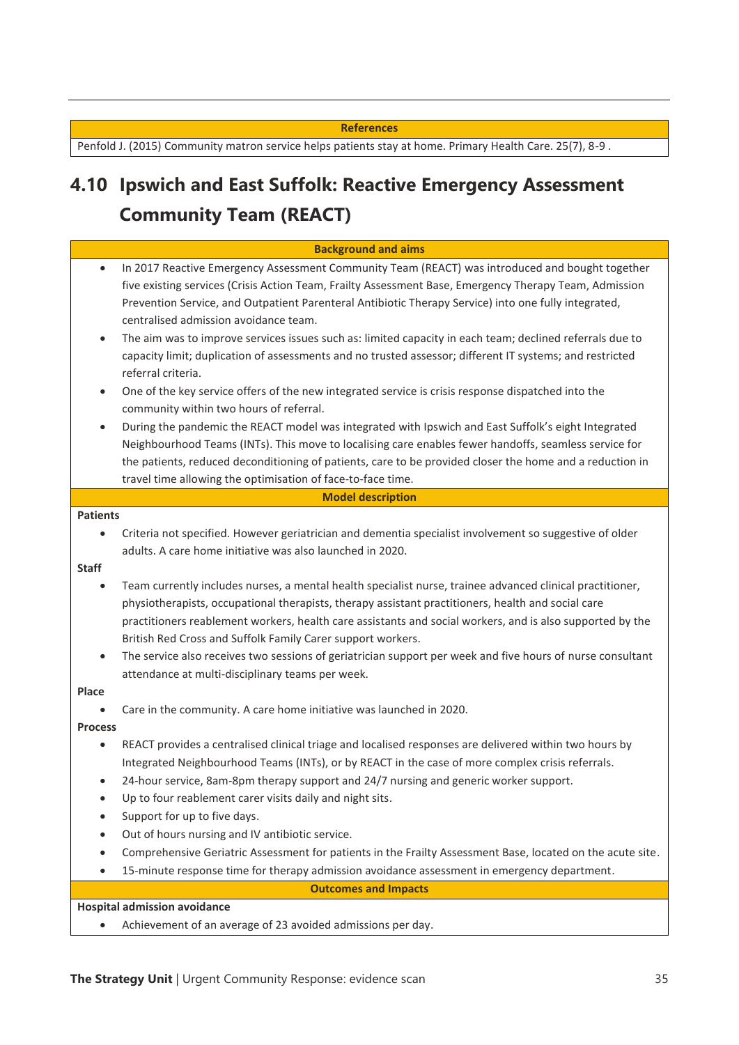| References |
| --- |
| Penfold J. (2015) Community matron service helps patients stay at home. Primary Health Care. 25(7), 8-9 . |

## 4.10 Ipswich and East Suffolk: Reactive Emergency Assessment Community Team (REACT)

**Background and aims**

- In 2017 Reactive Emergency Assessment Community Team (REACT) was introduced and bought together five existing services (Crisis Action Team, Frailty Assessment Base, Emergency Therapy Team, Admission Prevention Service, and Outpatient Parenteral Antibiotic Therapy Service) into one fully integrated, centralised admission avoidance team.
- The aim was to improve services issues such as: limited capacity in each team; declined referrals due to capacity limit; duplication of assessments and no trusted assessor; different IT systems; and restricted referral criteria.
- One of the key service offers of the new integrated service is crisis response dispatched into the community within two hours of referral.
- During the pandemic the REACT model was integrated with Ipswich and East Suffolk's eight Integrated Neighbourhood Teams (INTs). This move to localising care enables fewer handoffs, seamless service for the patients, reduced deconditioning of patients, care to be provided closer the home and a reduction in travel time allowing the optimisation of face-to-face time.

**Model description**

**Patients**

- Criteria not specified. However geriatrician and dementia specialist involvement so suggestive of older adults. A care home initiative was also launched in 2020.

**Staff**

- Team currently includes nurses, a mental health specialist nurse, trainee advanced clinical practitioner, physiotherapists, occupational therapists, therapy assistant practitioners, health and social care practitioners reablement workers, health care assistants and social workers, and is also supported by the British Red Cross and Suffolk Family Carer support workers.
- The service also receives two sessions of geriatrician support per week and five hours of nurse consultant attendance at multi-disciplinary teams per week.

**Place**

- Care in the community. A care home initiative was launched in 2020.

**Process**

- REACT provides a centralised clinical triage and localised responses are delivered within two hours by Integrated Neighbourhood Teams (INTs), or by REACT in the case of more complex crisis referrals.
- 24-hour service, 8am-8pm therapy support and 24/7 nursing and generic worker support.
- Up to four reablement carer visits daily and night sits.
- Support for up to five days.
- Out of hours nursing and IV antibiotic service.
- Comprehensive Geriatric Assessment for patients in the Frailty Assessment Base, located on the acute site.
- 15-minute response time for therapy admission avoidance assessment in emergency department.

**Outcomes and Impacts**

**Hospital admission avoidance**

- Achievement of an average of 23 avoided admissions per day.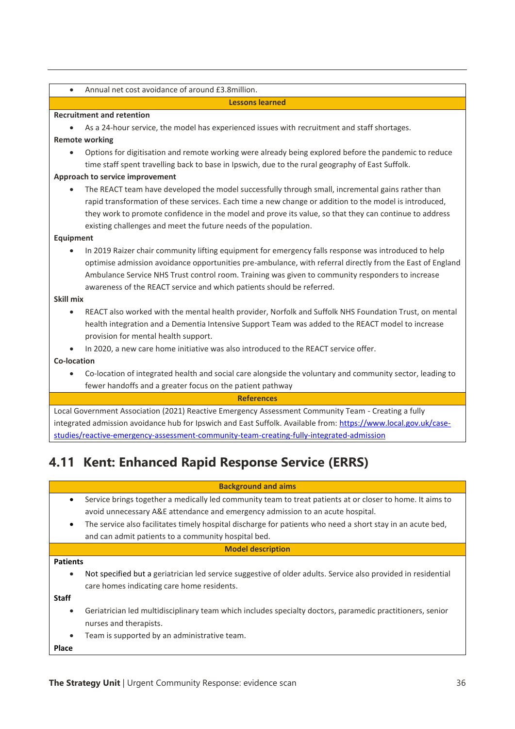- Annual net cost avoidance of around £3.8million.

**Lessons learned**

**Recruitment and retention**

- As a 24-hour service, the model has experienced issues with recruitment and staff shortages.

**Remote working**

- Options for digitisation and remote working were already being explored before the pandemic to reduce time staff spent travelling back to base in Ipswich, due to the rural geography of East Suffolk.

**Approach to service improvement**

- The REACT team have developed the model successfully through small, incremental gains rather than rapid transformation of these services. Each time a new change or addition to the model is introduced, they work to promote confidence in the model and prove its value, so that they can continue to address existing challenges and meet the future needs of the population.

**Equipment**

- In 2019 Raizer chair community lifting equipment for emergency falls response was introduced to help optimise admission avoidance opportunities pre-ambulance, with referral directly from the East of England Ambulance Service NHS Trust control room. Training was given to community responders to increase awareness of the REACT service and which patients should be referred.

**Skill mix**

- REACT also worked with the mental health provider, Norfolk and Suffolk NHS Foundation Trust, on mental health integration and a Dementia Intensive Support Team was added to the REACT model to increase provision for mental health support.
- In 2020, a new care home initiative was also introduced to the REACT service offer.

**Co-location**

- Co-location of integrated health and social care alongside the voluntary and community sector, leading to fewer handoffs and a greater focus on the patient pathway

**References**

Local Government Association (2021) Reactive Emergency Assessment Community Team - Creating a fully integrated admission avoidance hub for Ipswich and East Suffolk. Available from: https://www.local.gov.uk/case-studies/reactive-emergency-assessment-community-team-creating-fully-integrated-admission

## 4.11 Kent: Enhanced Rapid Response Service (ERRS)

**Background and aims**

- Service brings together a medically led community team to treat patients at or closer to home. It aims to avoid unnecessary A&E attendance and emergency admission to an acute hospital.
- The service also facilitates timely hospital discharge for patients who need a short stay in an acute bed, and can admit patients to a community hospital bed.

**Model description**

**Patients**

- Not specified but a geriatrician led service suggestive of older adults. Service also provided in residential care homes indicating care home residents.

**Staff**

- Geriatrician led multidisciplinary team which includes specialty doctors, paramedic practitioners, senior nurses and therapists.
- Team is supported by an administrative team.

**Place**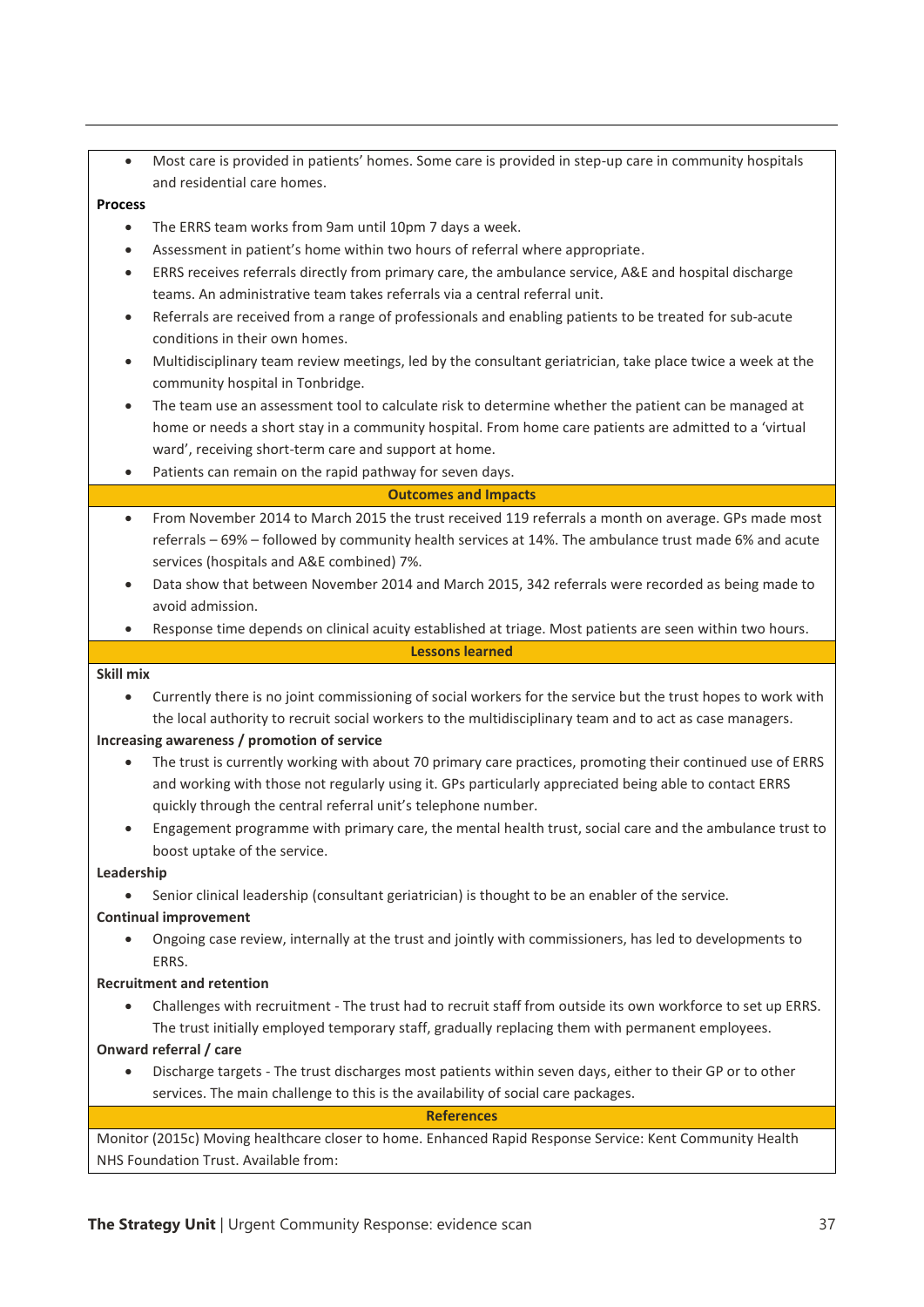- Most care is provided in patients' homes. Some care is provided in step-up care in community hospitals and residential care homes.

**Process**

- The ERRS team works from 9am until 10pm 7 days a week.
- Assessment in patient's home within two hours of referral where appropriate.
- ERRS receives referrals directly from primary care, the ambulance service, A&E and hospital discharge teams. An administrative team takes referrals via a central referral unit.
- Referrals are received from a range of professionals and enabling patients to be treated for sub-acute conditions in their own homes.
- Multidisciplinary team review meetings, led by the consultant geriatrician, take place twice a week at the community hospital in Tonbridge.
- The team use an assessment tool to calculate risk to determine whether the patient can be managed at home or needs a short stay in a community hospital. From home care patients are admitted to a 'virtual ward', receiving short-term care and support at home.
- Patients can remain on the rapid pathway for seven days.

**Outcomes and Impacts**

- From November 2014 to March 2015 the trust received 119 referrals a month on average. GPs made most referrals – 69% – followed by community health services at 14%. The ambulance trust made 6% and acute services (hospitals and A&E combined) 7%.
- Data show that between November 2014 and March 2015, 342 referrals were recorded as being made to avoid admission.
- Response time depends on clinical acuity established at triage. Most patients are seen within two hours.

**Lessons learned**

**Skill mix**

- Currently there is no joint commissioning of social workers for the service but the trust hopes to work with the local authority to recruit social workers to the multidisciplinary team and to act as case managers.

**Increasing awareness / promotion of service**

- The trust is currently working with about 70 primary care practices, promoting their continued use of ERRS and working with those not regularly using it. GPs particularly appreciated being able to contact ERRS quickly through the central referral unit's telephone number.
- Engagement programme with primary care, the mental health trust, social care and the ambulance trust to boost uptake of the service.

**Leadership**

- Senior clinical leadership (consultant geriatrician) is thought to be an enabler of the service.

**Continual improvement**

- Ongoing case review, internally at the trust and jointly with commissioners, has led to developments to ERRS.

**Recruitment and retention**

- Challenges with recruitment - The trust had to recruit staff from outside its own workforce to set up ERRS. The trust initially employed temporary staff, gradually replacing them with permanent employees.

**Onward referral / care**

- Discharge targets - The trust discharges most patients within seven days, either to their GP or to other services. The main challenge to this is the availability of social care packages.

**References**

Monitor (2015c) Moving healthcare closer to home. Enhanced Rapid Response Service: Kent Community Health NHS Foundation Trust. Available from: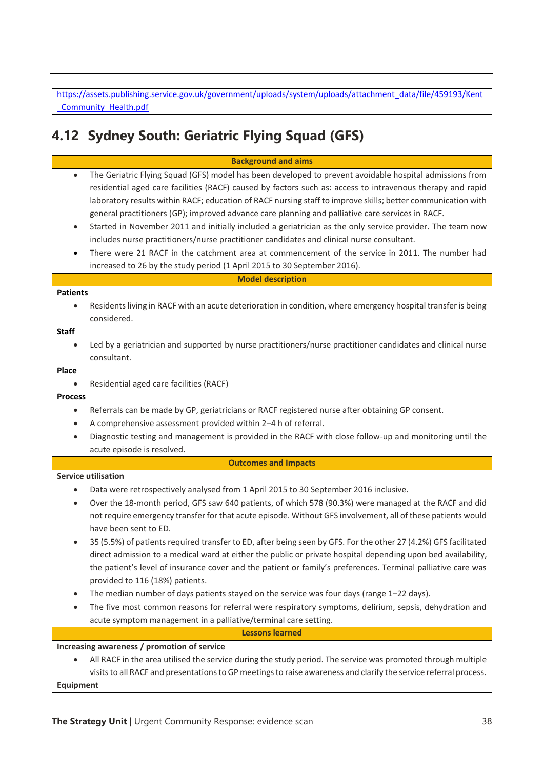https://assets.publishing.service.gov.uk/government/uploads/system/uploads/attachment_data/file/459193/Kent_Community_Health.pdf

## 4.12 Sydney South: Geriatric Flying Squad (GFS)

**Background and aims**

- The Geriatric Flying Squad (GFS) model has been developed to prevent avoidable hospital admissions from residential aged care facilities (RACF) caused by factors such as: access to intravenous therapy and rapid laboratory results within RACF; education of RACF nursing staff to improve skills; better communication with general practitioners (GP); improved advance care planning and palliative care services in RACF.
- Started in November 2011 and initially included a geriatrician as the only service provider. The team now includes nurse practitioners/nurse practitioner candidates and clinical nurse consultant.
- There were 21 RACF in the catchment area at commencement of the service in 2011. The number had increased to 26 by the study period (1 April 2015 to 30 September 2016).

**Model description**

**Patients**

- Residents living in RACF with an acute deterioration in condition, where emergency hospital transfer is being considered.

**Staff**

- Led by a geriatrician and supported by nurse practitioners/nurse practitioner candidates and clinical nurse consultant.

**Place**

- Residential aged care facilities (RACF)

**Process**

- Referrals can be made by GP, geriatricians or RACF registered nurse after obtaining GP consent.
- A comprehensive assessment provided within 2–4 h of referral.
- Diagnostic testing and management is provided in the RACF with close follow-up and monitoring until the acute episode is resolved.

**Outcomes and Impacts**

**Service utilisation**

- Data were retrospectively analysed from 1 April 2015 to 30 September 2016 inclusive.
- Over the 18-month period, GFS saw 640 patients, of which 578 (90.3%) were managed at the RACF and did not require emergency transfer for that acute episode. Without GFS involvement, all of these patients would have been sent to ED.
- 35 (5.5%) of patients required transfer to ED, after being seen by GFS. For the other 27 (4.2%) GFS facilitated direct admission to a medical ward at either the public or private hospital depending upon bed availability, the patient's level of insurance cover and the patient or family's preferences. Terminal palliative care was provided to 116 (18%) patients.
- The median number of days patients stayed on the service was four days (range 1–22 days).
- The five most common reasons for referral were respiratory symptoms, delirium, sepsis, dehydration and acute symptom management in a palliative/terminal care setting.

**Lessons learned**

**Increasing awareness / promotion of service**

- All RACF in the area utilised the service during the study period. The service was promoted through multiple visits to all RACF and presentations to GP meetings to raise awareness and clarify the service referral process.

**Equipment**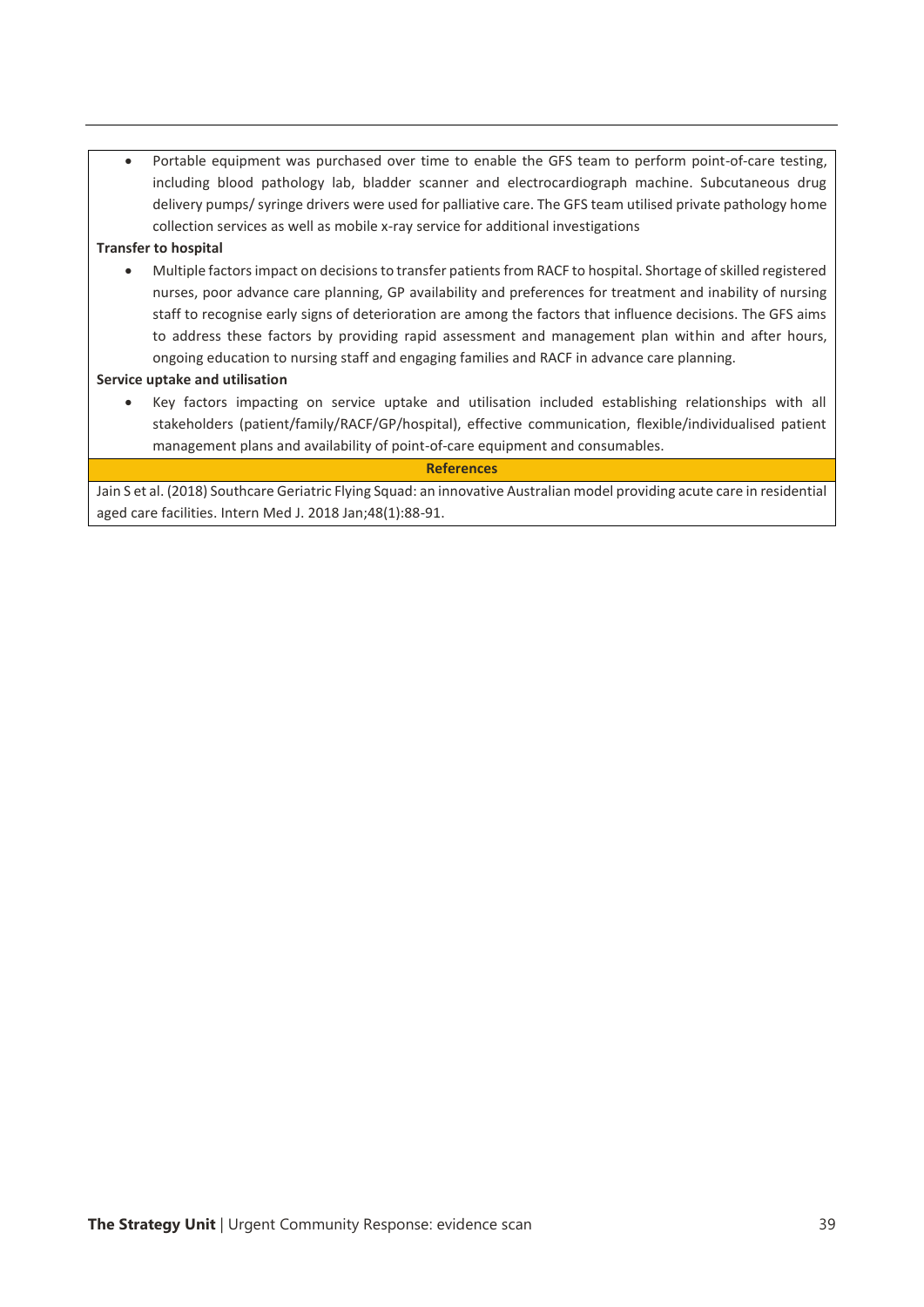- Portable equipment was purchased over time to enable the GFS team to perform point-of-care testing, including blood pathology lab, bladder scanner and electrocardiograph machine. Subcutaneous drug delivery pumps/ syringe drivers were used for palliative care. The GFS team utilised private pathology home collection services as well as mobile x-ray service for additional investigations

**Transfer to hospital**

- Multiple factors impact on decisions to transfer patients from RACF to hospital. Shortage of skilled registered nurses, poor advance care planning, GP availability and preferences for treatment and inability of nursing staff to recognise early signs of deterioration are among the factors that influence decisions. The GFS aims to address these factors by providing rapid assessment and management plan within and after hours, ongoing education to nursing staff and engaging families and RACF in advance care planning.

**Service uptake and utilisation**

- Key factors impacting on service uptake and utilisation included establishing relationships with all stakeholders (patient/family/RACF/GP/hospital), effective communication, flexible/individualised patient management plans and availability of point-of-care equipment and consumables.

**References**

Jain S et al. (2018) Southcare Geriatric Flying Squad: an innovative Australian model providing acute care in residential aged care facilities. Intern Med J. 2018 Jan;48(1):88-91.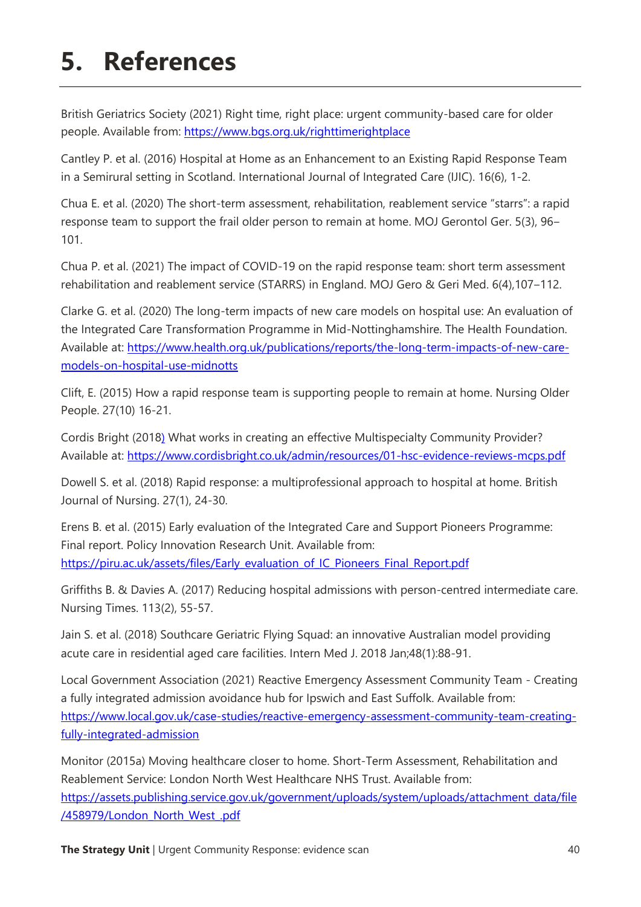# 5. References

British Geriatrics Society (2021) Right time, right place: urgent community-based care for older people. Available from: https://www.bgs.org.uk/righttimerightplace

Cantley P. et al. (2016) Hospital at Home as an Enhancement to an Existing Rapid Response Team in a Semirural setting in Scotland. International Journal of Integrated Care (IJIC). 16(6), 1-2.

Chua E. et al. (2020) The short-term assessment, rehabilitation, reablement service "starrs": a rapid response team to support the frail older person to remain at home. MOJ Gerontol Ger. 5(3), 96–101.

Chua P. et al. (2021) The impact of COVID-19 on the rapid response team: short term assessment rehabilitation and reablement service (STARRS) in England. MOJ Gero & Geri Med. 6(4),107–112.

Clarke G. et al. (2020) The long-term impacts of new care models on hospital use: An evaluation of the Integrated Care Transformation Programme in Mid-Nottinghamshire. The Health Foundation. Available at: https://www.health.org.uk/publications/reports/the-long-term-impacts-of-new-care-models-on-hospital-use-midnotts

Clift, E. (2015) How a rapid response team is supporting people to remain at home. Nursing Older People. 27(10) 16-21.

Cordis Bright (2018) What works in creating an effective Multispecialty Community Provider? Available at: https://www.cordisbright.co.uk/admin/resources/01-hsc-evidence-reviews-mcps.pdf

Dowell S. et al. (2018) Rapid response: a multiprofessional approach to hospital at home. British Journal of Nursing. 27(1), 24-30.

Erens B. et al. (2015) Early evaluation of the Integrated Care and Support Pioneers Programme: Final report. Policy Innovation Research Unit. Available from: https://piru.ac.uk/assets/files/Early_evaluation_of_IC_Pioneers_Final_Report.pdf

Griffiths B. & Davies A. (2017) Reducing hospital admissions with person-centred intermediate care. Nursing Times. 113(2), 55-57.

Jain S. et al. (2018) Southcare Geriatric Flying Squad: an innovative Australian model providing acute care in residential aged care facilities. Intern Med J. 2018 Jan;48(1):88-91.

Local Government Association (2021) Reactive Emergency Assessment Community Team - Creating a fully integrated admission avoidance hub for Ipswich and East Suffolk. Available from: https://www.local.gov.uk/case-studies/reactive-emergency-assessment-community-team-creating-fully-integrated-admission

Monitor (2015a) Moving healthcare closer to home. Short-Term Assessment, Rehabilitation and Reablement Service: London North West Healthcare NHS Trust. Available from: https://assets.publishing.service.gov.uk/government/uploads/system/uploads/attachment_data/file/458979/London_North_West_.pdf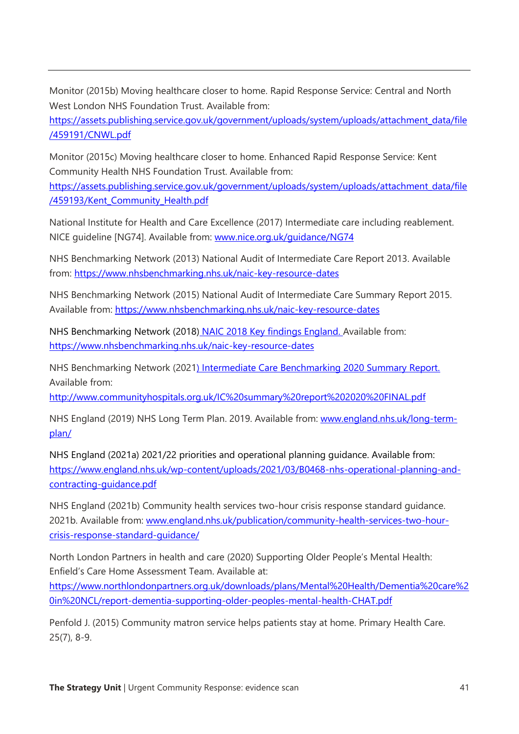Monitor (2015b) Moving healthcare closer to home. Rapid Response Service: Central and North West London NHS Foundation Trust. Available from: https://assets.publishing.service.gov.uk/government/uploads/system/uploads/attachment_data/file/459191/CNWL.pdf

Monitor (2015c) Moving healthcare closer to home. Enhanced Rapid Response Service: Kent Community Health NHS Foundation Trust. Available from: https://assets.publishing.service.gov.uk/government/uploads/system/uploads/attachment_data/file/459193/Kent_Community_Health.pdf

National Institute for Health and Care Excellence (2017) Intermediate care including reablement. NICE guideline [NG74]. Available from: www.nice.org.uk/guidance/NG74

NHS Benchmarking Network (2013) National Audit of Intermediate Care Report 2013. Available from: https://www.nhsbenchmarking.nhs.uk/naic-key-resource-dates

NHS Benchmarking Network (2015) National Audit of Intermediate Care Summary Report 2015. Available from: https://www.nhsbenchmarking.nhs.uk/naic-key-resource-dates

NHS Benchmarking Network (2018) NAIC 2018 Key findings England. Available from: https://www.nhsbenchmarking.nhs.uk/naic-key-resource-dates

NHS Benchmarking Network (2021) Intermediate Care Benchmarking 2020 Summary Report. Available from: http://www.communityhospitals.org.uk/IC%20summary%20report%202020%20FINAL.pdf

NHS England (2019) NHS Long Term Plan. 2019. Available from: www.england.nhs.uk/long-term-plan/

NHS England (2021a) 2021/22 priorities and operational planning guidance. Available from: https://www.england.nhs.uk/wp-content/uploads/2021/03/B0468-nhs-operational-planning-and-contracting-guidance.pdf

NHS England (2021b) Community health services two-hour crisis response standard guidance. 2021b. Available from: www.england.nhs.uk/publication/community-health-services-two-hour-crisis-response-standard-guidance/

North London Partners in health and care (2020) Supporting Older People's Mental Health: Enfield's Care Home Assessment Team. Available at: https://www.northlondonpartners.org.uk/downloads/plans/Mental%20Health/Dementia%20care%20in%20NCL/report-dementia-supporting-older-peoples-mental-health-CHAT.pdf

Penfold J. (2015) Community matron service helps patients stay at home. Primary Health Care. 25(7), 8-9.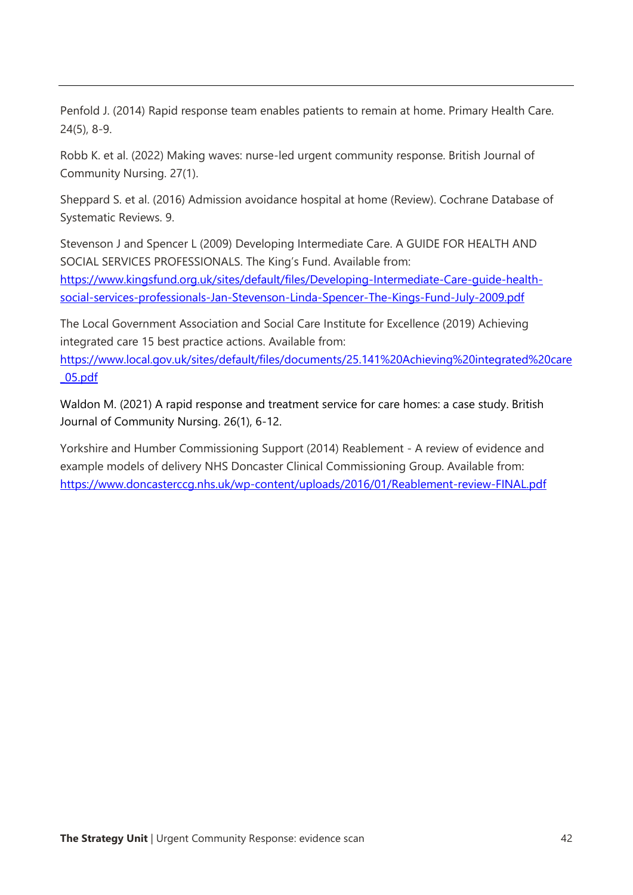Penfold J. (2014) Rapid response team enables patients to remain at home. Primary Health Care. 24(5), 8-9.

Robb K. et al. (2022) Making waves: nurse-led urgent community response. British Journal of Community Nursing. 27(1).

Sheppard S. et al. (2016) Admission avoidance hospital at home (Review). Cochrane Database of Systematic Reviews. 9.

Stevenson J and Spencer L (2009) Developing Intermediate Care. A GUIDE FOR HEALTH AND SOCIAL SERVICES PROFESSIONALS. The King's Fund. Available from: https://www.kingsfund.org.uk/sites/default/files/Developing-Intermediate-Care-guide-health-social-services-professionals-Jan-Stevenson-Linda-Spencer-The-Kings-Fund-July-2009.pdf

The Local Government Association and Social Care Institute for Excellence (2019) Achieving integrated care 15 best practice actions. Available from: https://www.local.gov.uk/sites/default/files/documents/25.141%20Achieving%20integrated%20care_05.pdf

Waldon M. (2021) A rapid response and treatment service for care homes: a case study. British Journal of Community Nursing. 26(1), 6-12.

Yorkshire and Humber Commissioning Support (2014) Reablement - A review of evidence and example models of delivery NHS Doncaster Clinical Commissioning Group. Available from: https://www.doncasterccg.nhs.uk/wp-content/uploads/2016/01/Reablement-review-FINAL.pdf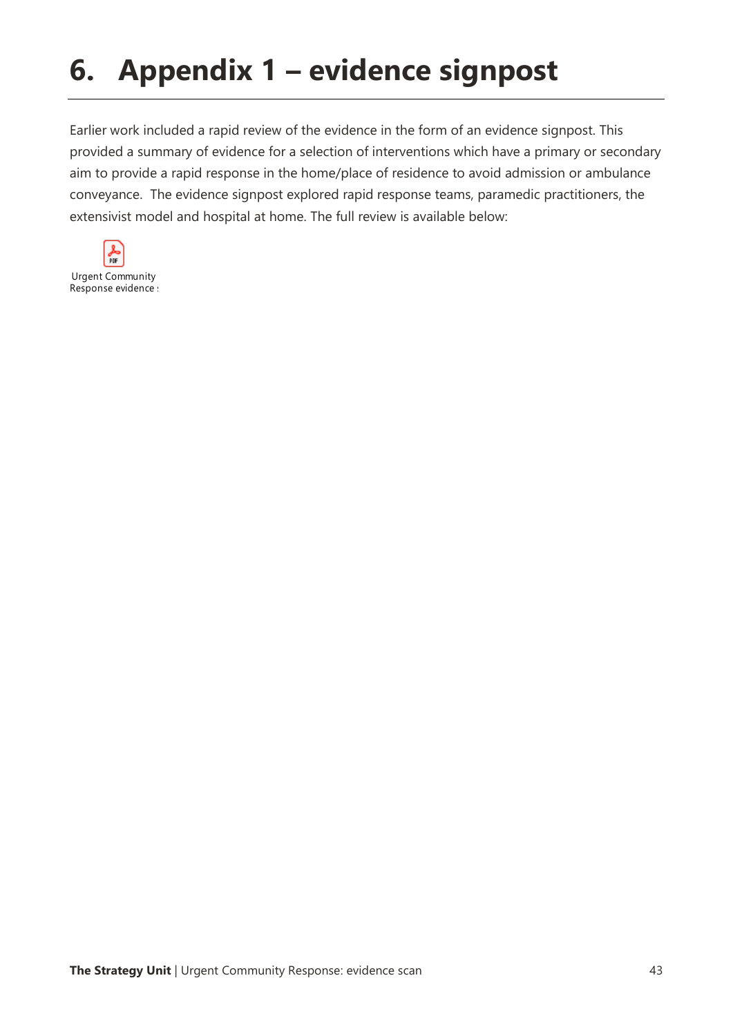# 6. Appendix 1 – evidence signpost

Earlier work included a rapid review of the evidence in the form of an evidence signpost. This provided a summary of evidence for a selection of interventions which have a primary or secondary aim to provide a rapid response in the home/place of residence to avoid admission or ambulance conveyance. The evidence signpost explored rapid response teams, paramedic practitioners, the extensivist model and hospital at home. The full review is available below:

Urgent Community Response evidence s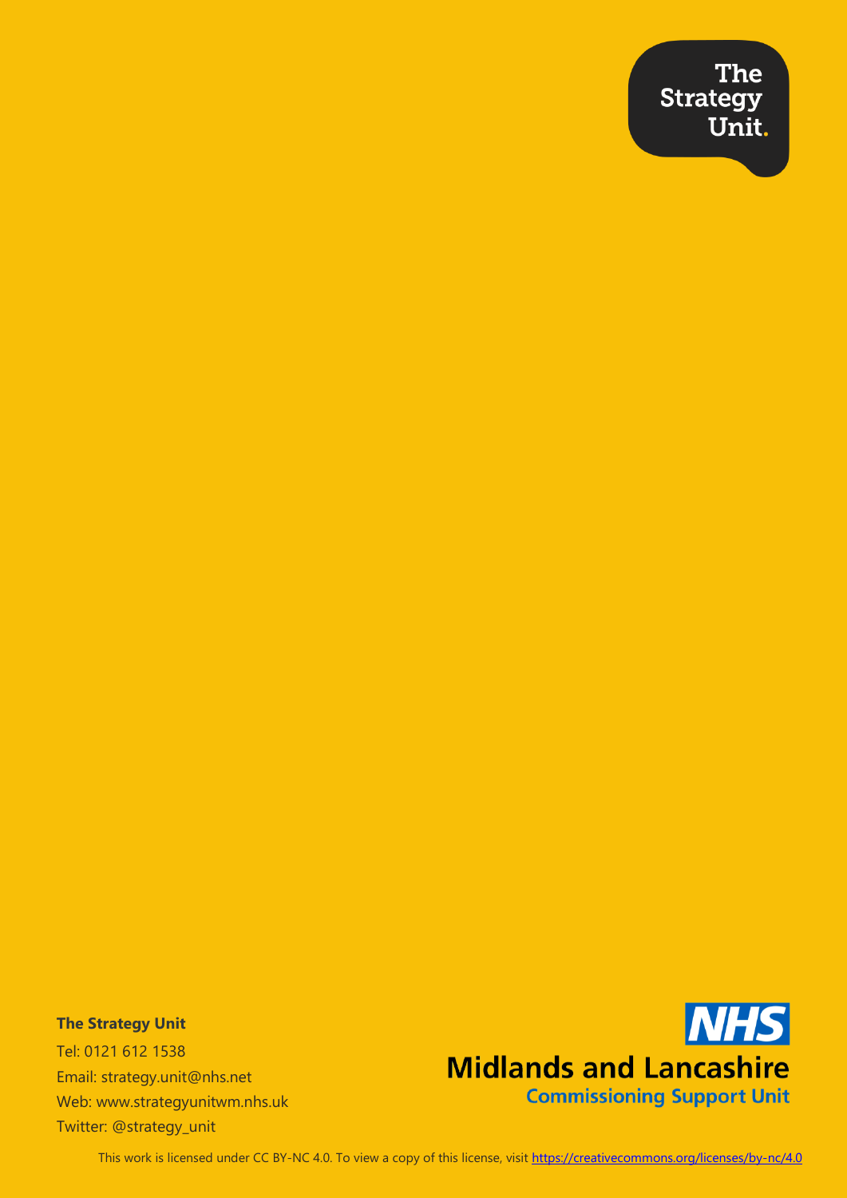The Strategy Unit.

**The Strategy Unit**

Tel: 0121 612 1538

Email: strategy.unit@nhs.net

Web: www.strategyunitwm.nhs.uk

Twitter: @strategy_unit

NHS
Midlands and Lancashire
Commissioning Support Unit

This work is licensed under CC BY-NC 4.0. To view a copy of this license, visit https://creativecommons.org/licenses/by-nc/4.0